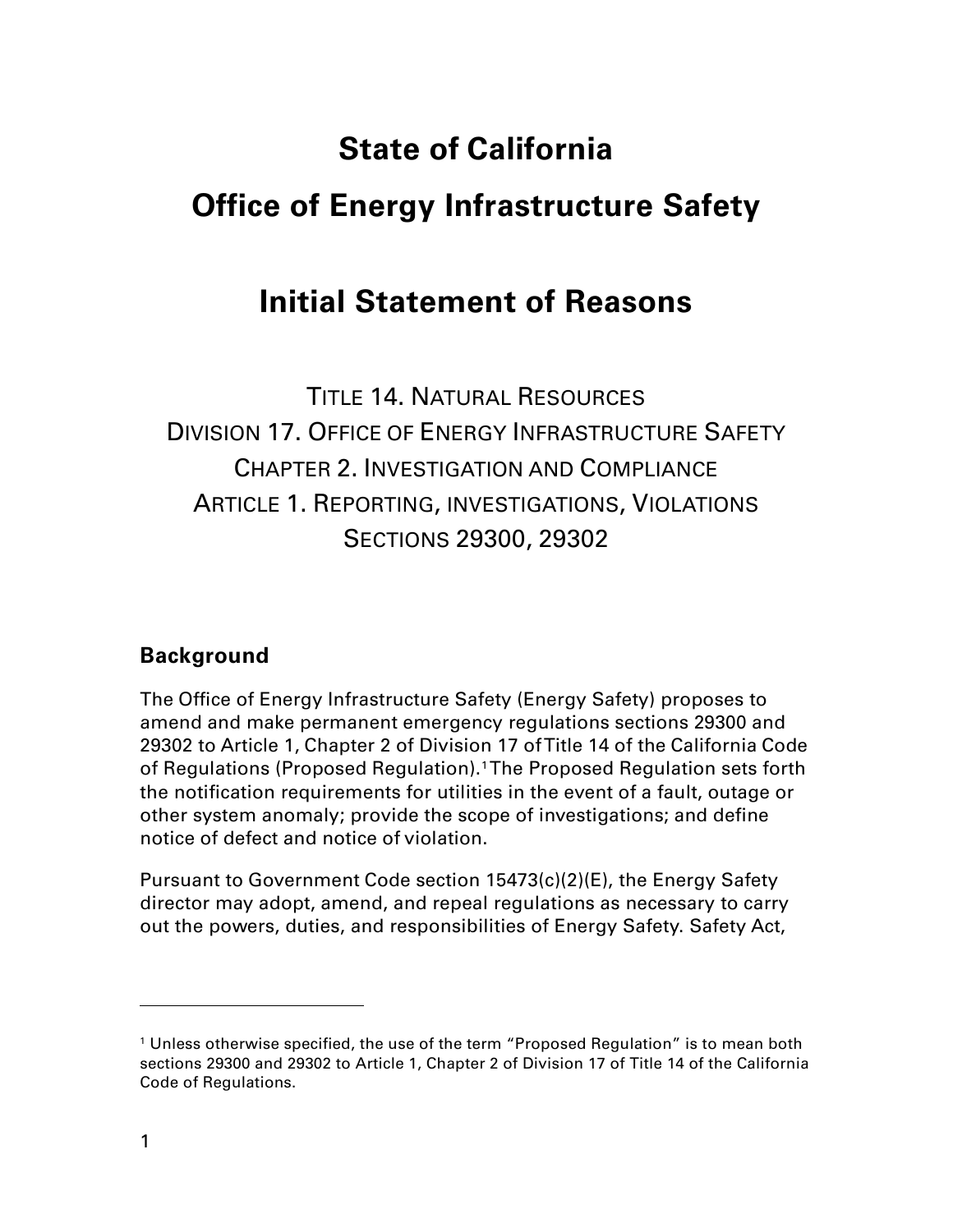# State of California

# Office of Energy Infrastructure Safety

# Initial Statement of Reasons

TITLE 14. NATURAL RESOURCES
DIVISION 17. OFFICE OF ENERGY INFRASTRUCTURE SAFETY
CHAPTER 2. INVESTIGATION AND COMPLIANCE
ARTICLE 1. REPORTING, INVESTIGATIONS, VIOLATIONS
SECTIONS 29300, 29302

## Background

The Office of Energy Infrastructure Safety (Energy Safety) proposes to amend and make permanent emergency regulations sections 29300 and 29302 to Article 1, Chapter 2 of Division 17 of Title 14 of the California Code of Regulations (Proposed Regulation).[1] The Proposed Regulation sets forth the notification requirements for utilities in the event of a fault, outage or other system anomaly; provide the scope of investigations; and define notice of defect and notice of violation.

Pursuant to Government Code section 15473(c)(2)(E), the Energy Safety director may adopt, amend, and repeal regulations as necessary to carry out the powers, duties, and responsibilities of Energy Safety. Safety Act,

---

[1] Unless otherwise specified, the use of the term "Proposed Regulation" is to mean both sections 29300 and 29302 to Article 1, Chapter 2 of Division 17 of Title 14 of the California Code of Regulations.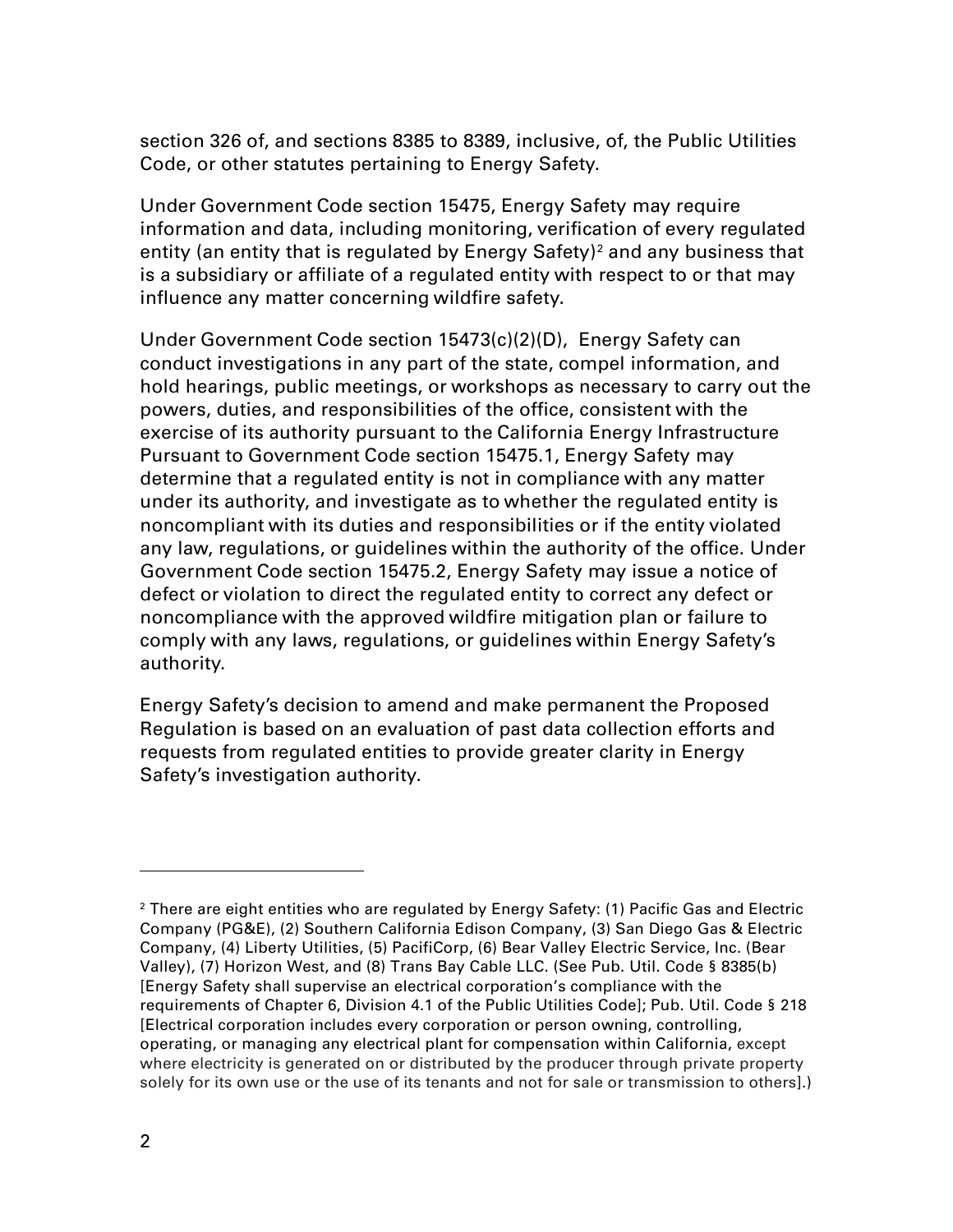section 326 of, and sections 8385 to 8389, inclusive, of, the Public Utilities Code, or other statutes pertaining to Energy Safety.

Under Government Code section 15475, Energy Safety may require information and data, including monitoring, verification of every regulated entity (an entity that is regulated by Energy Safety)[2] and any business that is a subsidiary or affiliate of a regulated entity with respect to or that may influence any matter concerning wildfire safety.

Under Government Code section 15473(c)(2)(D), Energy Safety can conduct investigations in any part of the state, compel information, and hold hearings, public meetings, or workshops as necessary to carry out the powers, duties, and responsibilities of the office, consistent with the exercise of its authority pursuant to the California Energy Infrastructure Pursuant to Government Code section 15475.1, Energy Safety may determine that a regulated entity is not in compliance with any matter under its authority, and investigate as to whether the regulated entity is noncompliant with its duties and responsibilities or if the entity violated any law, regulations, or guidelines within the authority of the office. Under Government Code section 15475.2, Energy Safety may issue a notice of defect or violation to direct the regulated entity to correct any defect or noncompliance with the approved wildfire mitigation plan or failure to comply with any laws, regulations, or guidelines within Energy Safety's authority.

Energy Safety's decision to amend and make permanent the Proposed Regulation is based on an evaluation of past data collection efforts and requests from regulated entities to provide greater clarity in Energy Safety's investigation authority.

---

[2] There are eight entities who are regulated by Energy Safety: (1) Pacific Gas and Electric Company (PG&E), (2) Southern California Edison Company, (3) San Diego Gas & Electric Company, (4) Liberty Utilities, (5) PacifiCorp, (6) Bear Valley Electric Service, Inc. (Bear Valley), (7) Horizon West, and (8) Trans Bay Cable LLC. (See Pub. Util. Code § 8385(b) [Energy Safety shall supervise an electrical corporation's compliance with the requirements of Chapter 6, Division 4.1 of the Public Utilities Code]; Pub. Util. Code § 218 [Electrical corporation includes every corporation or person owning, controlling, operating, or managing any electrical plant for compensation within California, except where electricity is generated on or distributed by the producer through private property solely for its own use or the use of its tenants and not for sale or transmission to others].)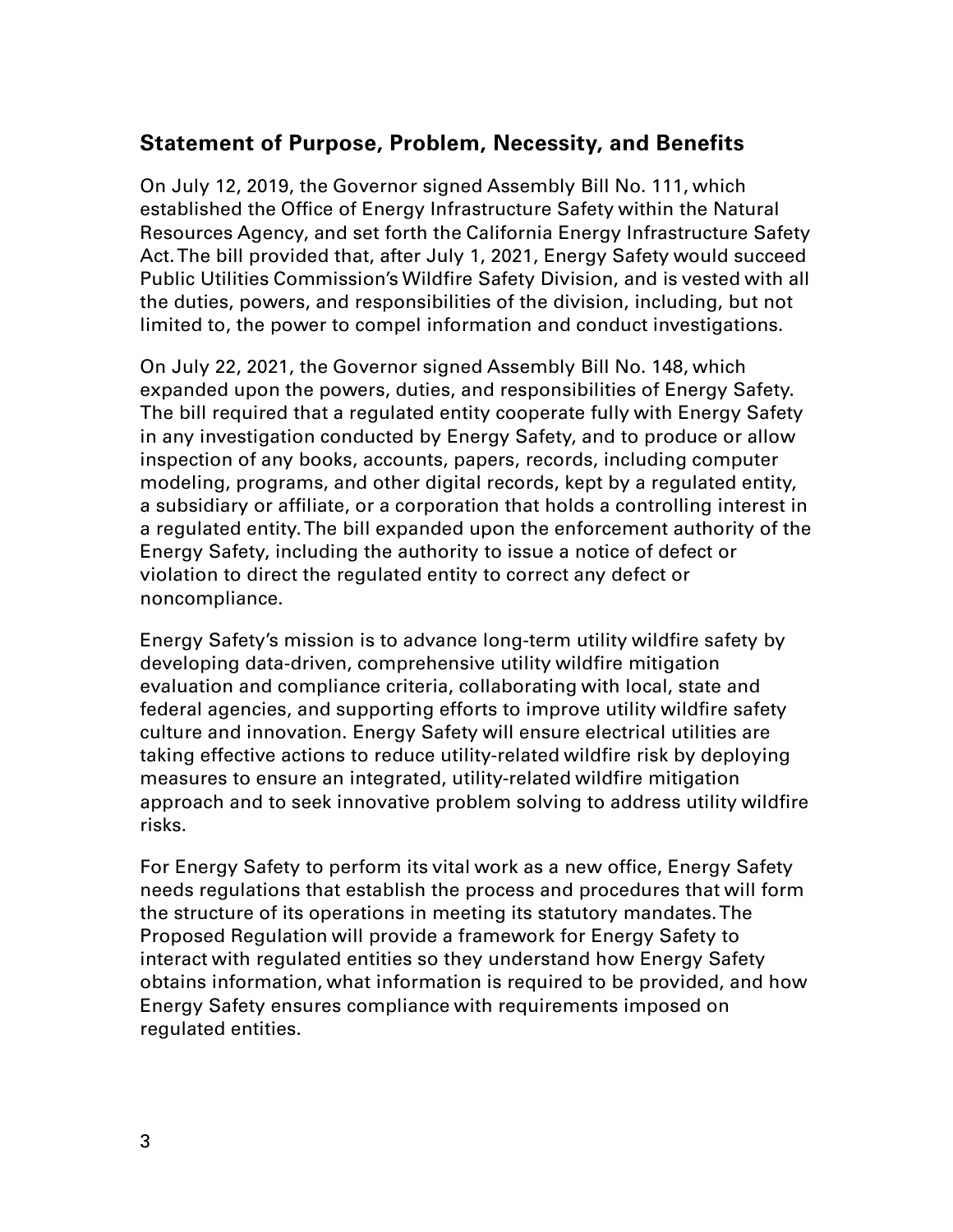## Statement of Purpose, Problem, Necessity, and Benefits

On July 12, 2019, the Governor signed Assembly Bill No. 111, which established the Office of Energy Infrastructure Safety within the Natural Resources Agency, and set forth the California Energy Infrastructure Safety Act. The bill provided that, after July 1, 2021, Energy Safety would succeed Public Utilities Commission's Wildfire Safety Division, and is vested with all the duties, powers, and responsibilities of the division, including, but not limited to, the power to compel information and conduct investigations.

On July 22, 2021, the Governor signed Assembly Bill No. 148, which expanded upon the powers, duties, and responsibilities of Energy Safety. The bill required that a regulated entity cooperate fully with Energy Safety in any investigation conducted by Energy Safety, and to produce or allow inspection of any books, accounts, papers, records, including computer modeling, programs, and other digital records, kept by a regulated entity, a subsidiary or affiliate, or a corporation that holds a controlling interest in a regulated entity. The bill expanded upon the enforcement authority of the Energy Safety, including the authority to issue a notice of defect or violation to direct the regulated entity to correct any defect or noncompliance.

Energy Safety's mission is to advance long-term utility wildfire safety by developing data-driven, comprehensive utility wildfire mitigation evaluation and compliance criteria, collaborating with local, state and federal agencies, and supporting efforts to improve utility wildfire safety culture and innovation. Energy Safety will ensure electrical utilities are taking effective actions to reduce utility-related wildfire risk by deploying measures to ensure an integrated, utility-related wildfire mitigation approach and to seek innovative problem solving to address utility wildfire risks.

For Energy Safety to perform its vital work as a new office, Energy Safety needs regulations that establish the process and procedures that will form the structure of its operations in meeting its statutory mandates. The Proposed Regulation will provide a framework for Energy Safety to interact with regulated entities so they understand how Energy Safety obtains information, what information is required to be provided, and how Energy Safety ensures compliance with requirements imposed on regulated entities.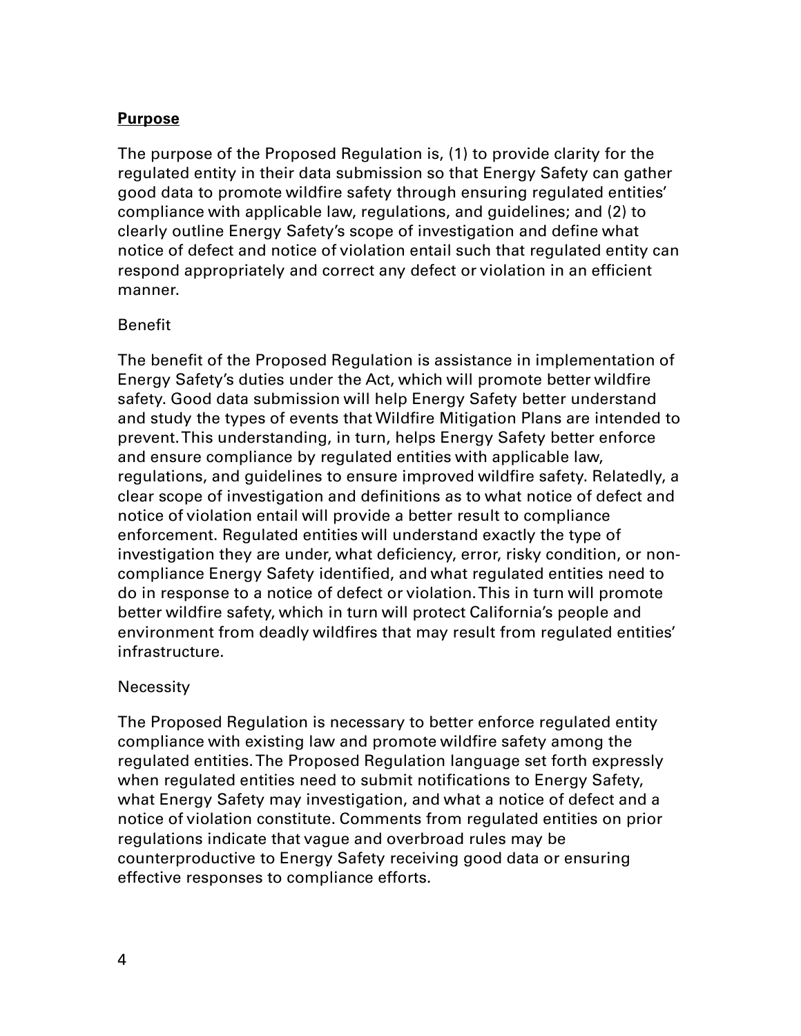**Purpose**

The purpose of the Proposed Regulation is, (1) to provide clarity for the regulated entity in their data submission so that Energy Safety can gather good data to promote wildfire safety through ensuring regulated entities' compliance with applicable law, regulations, and guidelines; and (2) to clearly outline Energy Safety's scope of investigation and define what notice of defect and notice of violation entail such that regulated entity can respond appropriately and correct any defect or violation in an efficient manner.

Benefit

The benefit of the Proposed Regulation is assistance in implementation of Energy Safety's duties under the Act, which will promote better wildfire safety. Good data submission will help Energy Safety better understand and study the types of events that Wildfire Mitigation Plans are intended to prevent. This understanding, in turn, helps Energy Safety better enforce and ensure compliance by regulated entities with applicable law, regulations, and guidelines to ensure improved wildfire safety. Relatedly, a clear scope of investigation and definitions as to what notice of defect and notice of violation entail will provide a better result to compliance enforcement. Regulated entities will understand exactly the type of investigation they are under, what deficiency, error, risky condition, or non-compliance Energy Safety identified, and what regulated entities need to do in response to a notice of defect or violation. This in turn will promote better wildfire safety, which in turn will protect California's people and environment from deadly wildfires that may result from regulated entities' infrastructure.

Necessity

The Proposed Regulation is necessary to better enforce regulated entity compliance with existing law and promote wildfire safety among the regulated entities. The Proposed Regulation language set forth expressly when regulated entities need to submit notifications to Energy Safety, what Energy Safety may investigation, and what a notice of defect and a notice of violation constitute. Comments from regulated entities on prior regulations indicate that vague and overbroad rules may be counterproductive to Energy Safety receiving good data or ensuring effective responses to compliance efforts.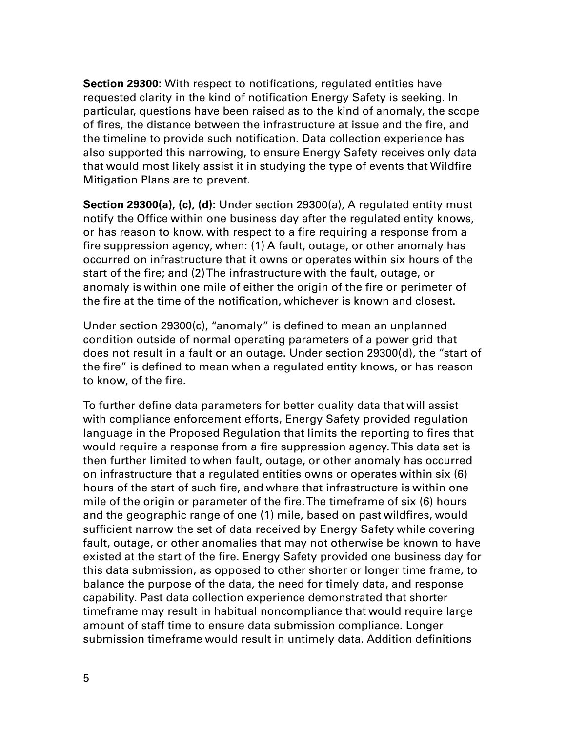**Section 29300:** With respect to notifications, regulated entities have requested clarity in the kind of notification Energy Safety is seeking. In particular, questions have been raised as to the kind of anomaly, the scope of fires, the distance between the infrastructure at issue and the fire, and the timeline to provide such notification. Data collection experience has also supported this narrowing, to ensure Energy Safety receives only data that would most likely assist it in studying the type of events that Wildfire Mitigation Plans are to prevent.

**Section 29300(a), (c), (d):** Under section 29300(a), A regulated entity must notify the Office within one business day after the regulated entity knows, or has reason to know, with respect to a fire requiring a response from a fire suppression agency, when: (1) A fault, outage, or other anomaly has occurred on infrastructure that it owns or operates within six hours of the start of the fire; and (2) The infrastructure with the fault, outage, or anomaly is within one mile of either the origin of the fire or perimeter of the fire at the time of the notification, whichever is known and closest.

Under section 29300(c), "anomaly" is defined to mean an unplanned condition outside of normal operating parameters of a power grid that does not result in a fault or an outage. Under section 29300(d), the "start of the fire" is defined to mean when a regulated entity knows, or has reason to know, of the fire.

To further define data parameters for better quality data that will assist with compliance enforcement efforts, Energy Safety provided regulation language in the Proposed Regulation that limits the reporting to fires that would require a response from a fire suppression agency. This data set is then further limited to when fault, outage, or other anomaly has occurred on infrastructure that a regulated entities owns or operates within six (6) hours of the start of such fire, and where that infrastructure is within one mile of the origin or parameter of the fire. The timeframe of six (6) hours and the geographic range of one (1) mile, based on past wildfires, would sufficient narrow the set of data received by Energy Safety while covering fault, outage, or other anomalies that may not otherwise be known to have existed at the start of the fire. Energy Safety provided one business day for this data submission, as opposed to other shorter or longer time frame, to balance the purpose of the data, the need for timely data, and response capability. Past data collection experience demonstrated that shorter timeframe may result in habitual noncompliance that would require large amount of staff time to ensure data submission compliance. Longer submission timeframe would result in untimely data. Addition definitions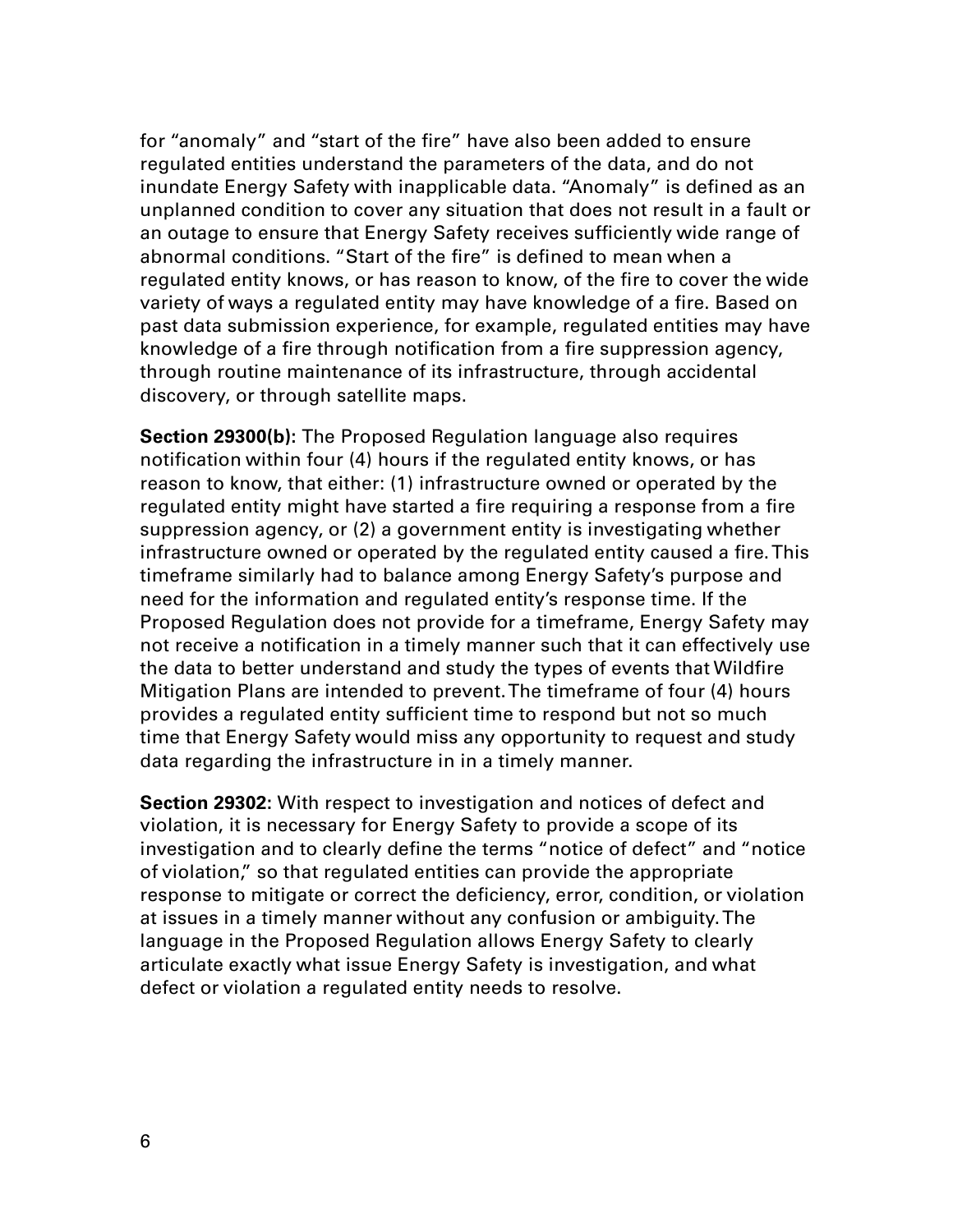for "anomaly" and "start of the fire" have also been added to ensure regulated entities understand the parameters of the data, and do not inundate Energy Safety with inapplicable data. "Anomaly" is defined as an unplanned condition to cover any situation that does not result in a fault or an outage to ensure that Energy Safety receives sufficiently wide range of abnormal conditions. "Start of the fire" is defined to mean when a regulated entity knows, or has reason to know, of the fire to cover the wide variety of ways a regulated entity may have knowledge of a fire. Based on past data submission experience, for example, regulated entities may have knowledge of a fire through notification from a fire suppression agency, through routine maintenance of its infrastructure, through accidental discovery, or through satellite maps.

**Section 29300(b):** The Proposed Regulation language also requires notification within four (4) hours if the regulated entity knows, or has reason to know, that either: (1) infrastructure owned or operated by the regulated entity might have started a fire requiring a response from a fire suppression agency, or (2) a government entity is investigating whether infrastructure owned or operated by the regulated entity caused a fire. This timeframe similarly had to balance among Energy Safety's purpose and need for the information and regulated entity's response time. If the Proposed Regulation does not provide for a timeframe, Energy Safety may not receive a notification in a timely manner such that it can effectively use the data to better understand and study the types of events that Wildfire Mitigation Plans are intended to prevent. The timeframe of four (4) hours provides a regulated entity sufficient time to respond but not so much time that Energy Safety would miss any opportunity to request and study data regarding the infrastructure in in a timely manner.

**Section 29302:** With respect to investigation and notices of defect and violation, it is necessary for Energy Safety to provide a scope of its investigation and to clearly define the terms "notice of defect" and "notice of violation," so that regulated entities can provide the appropriate response to mitigate or correct the deficiency, error, condition, or violation at issues in a timely manner without any confusion or ambiguity. The language in the Proposed Regulation allows Energy Safety to clearly articulate exactly what issue Energy Safety is investigation, and what defect or violation a regulated entity needs to resolve.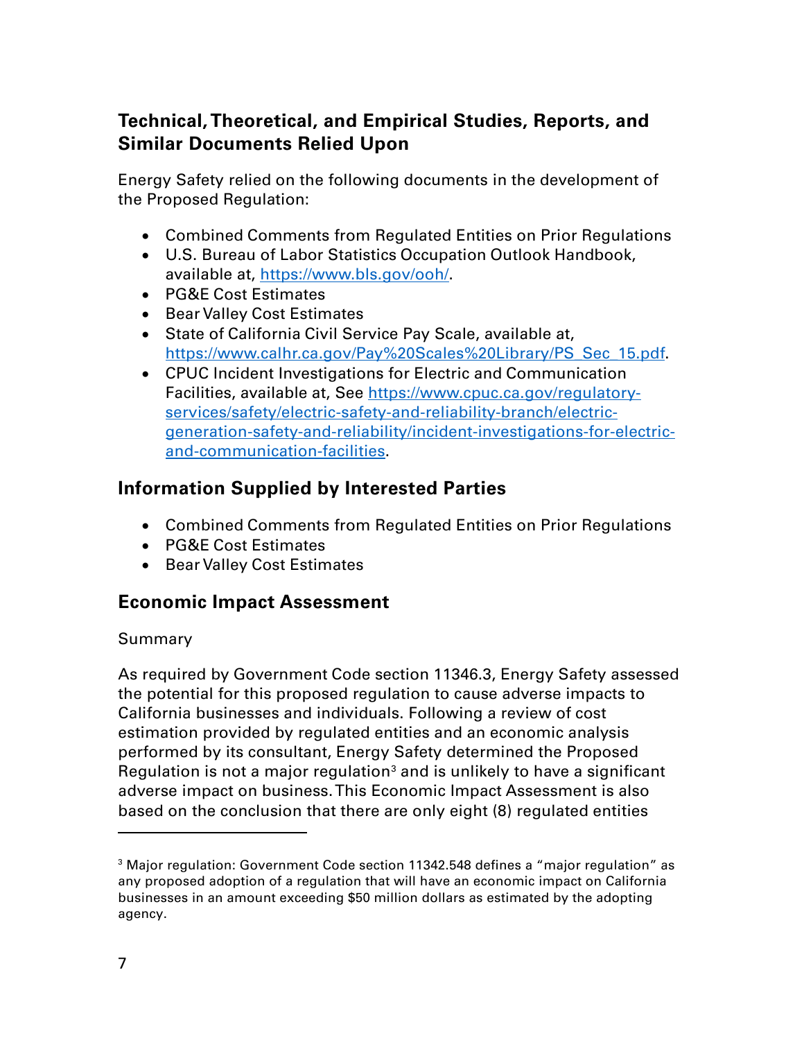## Technical, Theoretical, and Empirical Studies, Reports, and Similar Documents Relied Upon

Energy Safety relied on the following documents in the development of the Proposed Regulation:

- Combined Comments from Regulated Entities on Prior Regulations
- U.S. Bureau of Labor Statistics Occupation Outlook Handbook, available at, [https://www.bls.gov/ooh/](https://www.bls.gov/ooh/).
- PG&E Cost Estimates
- Bear Valley Cost Estimates
- State of California Civil Service Pay Scale, available at, [https://www.calhr.ca.gov/Pay%20Scales%20Library/PS_Sec_15.pdf](https://www.calhr.ca.gov/Pay%20Scales%20Library/PS_Sec_15.pdf).
- CPUC Incident Investigations for Electric and Communication Facilities, available at, See [https://www.cpuc.ca.gov/regulatory-services/safety/electric-safety-and-reliability-branch/electric-generation-safety-and-reliability/incident-investigations-for-electric-and-communication-facilities](https://www.cpuc.ca.gov/regulatory-services/safety/electric-safety-and-reliability-branch/electric-generation-safety-and-reliability/incident-investigations-for-electric-and-communication-facilities).

## Information Supplied by Interested Parties

- Combined Comments from Regulated Entities on Prior Regulations
- PG&E Cost Estimates
- Bear Valley Cost Estimates

## Economic Impact Assessment

Summary

As required by Government Code section 11346.3, Energy Safety assessed the potential for this proposed regulation to cause adverse impacts to California businesses and individuals. Following a review of cost estimation provided by regulated entities and an economic analysis performed by its consultant, Energy Safety determined the Proposed Regulation is not a major regulation[3] and is unlikely to have a significant adverse impact on business. This Economic Impact Assessment is also based on the conclusion that there are only eight (8) regulated entities

---

[3] Major regulation: Government Code section 11342.548 defines a "major regulation" as any proposed adoption of a regulation that will have an economic impact on California businesses in an amount exceeding $50 million dollars as estimated by the adopting agency.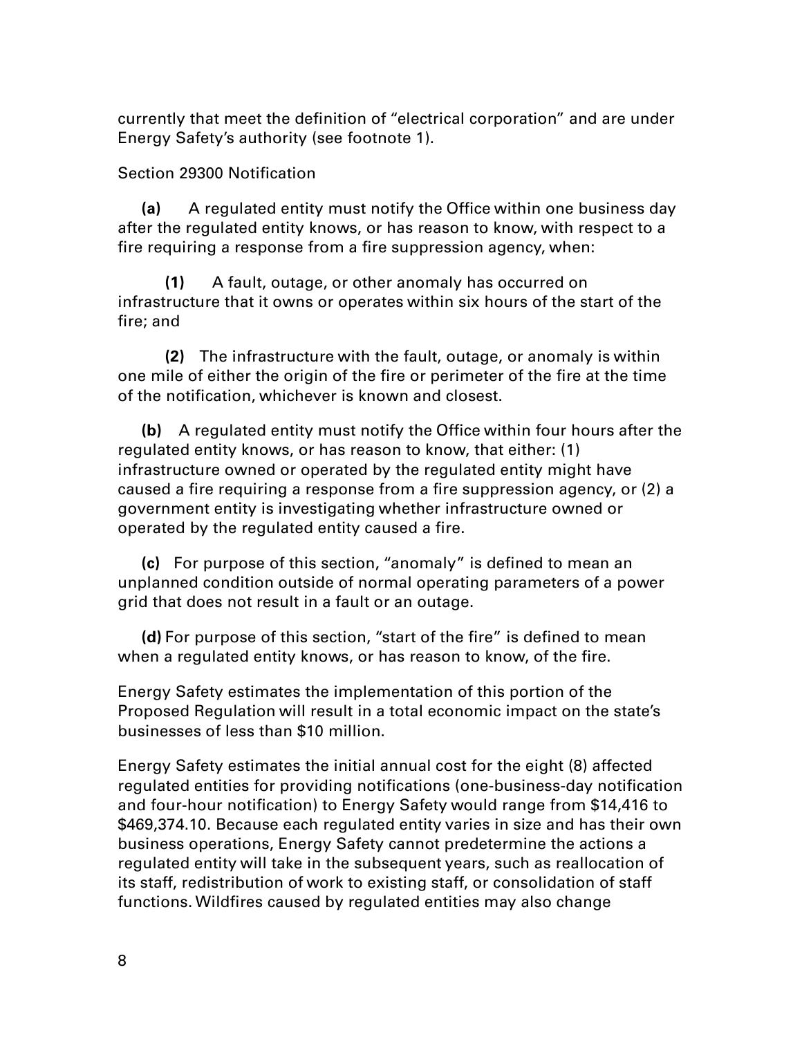currently that meet the definition of "electrical corporation" and are under Energy Safety's authority (see footnote 1).

Section 29300 Notification

**(a)** A regulated entity must notify the Office within one business day after the regulated entity knows, or has reason to know, with respect to a fire requiring a response from a fire suppression agency, when:

**(1)** A fault, outage, or other anomaly has occurred on infrastructure that it owns or operates within six hours of the start of the fire; and

**(2)** The infrastructure with the fault, outage, or anomaly is within one mile of either the origin of the fire or perimeter of the fire at the time of the notification, whichever is known and closest.

**(b)** A regulated entity must notify the Office within four hours after the regulated entity knows, or has reason to know, that either: (1) infrastructure owned or operated by the regulated entity might have caused a fire requiring a response from a fire suppression agency, or (2) a government entity is investigating whether infrastructure owned or operated by the regulated entity caused a fire.

**(c)** For purpose of this section, "anomaly" is defined to mean an unplanned condition outside of normal operating parameters of a power grid that does not result in a fault or an outage.

**(d)** For purpose of this section, "start of the fire" is defined to mean when a regulated entity knows, or has reason to know, of the fire.

Energy Safety estimates the implementation of this portion of the Proposed Regulation will result in a total economic impact on the state's businesses of less than $10 million.

Energy Safety estimates the initial annual cost for the eight (8) affected regulated entities for providing notifications (one-business-day notification and four-hour notification) to Energy Safety would range from $14,416 to $469,374.10. Because each regulated entity varies in size and has their own business operations, Energy Safety cannot predetermine the actions a regulated entity will take in the subsequent years, such as reallocation of its staff, redistribution of work to existing staff, or consolidation of staff functions. Wildfires caused by regulated entities may also change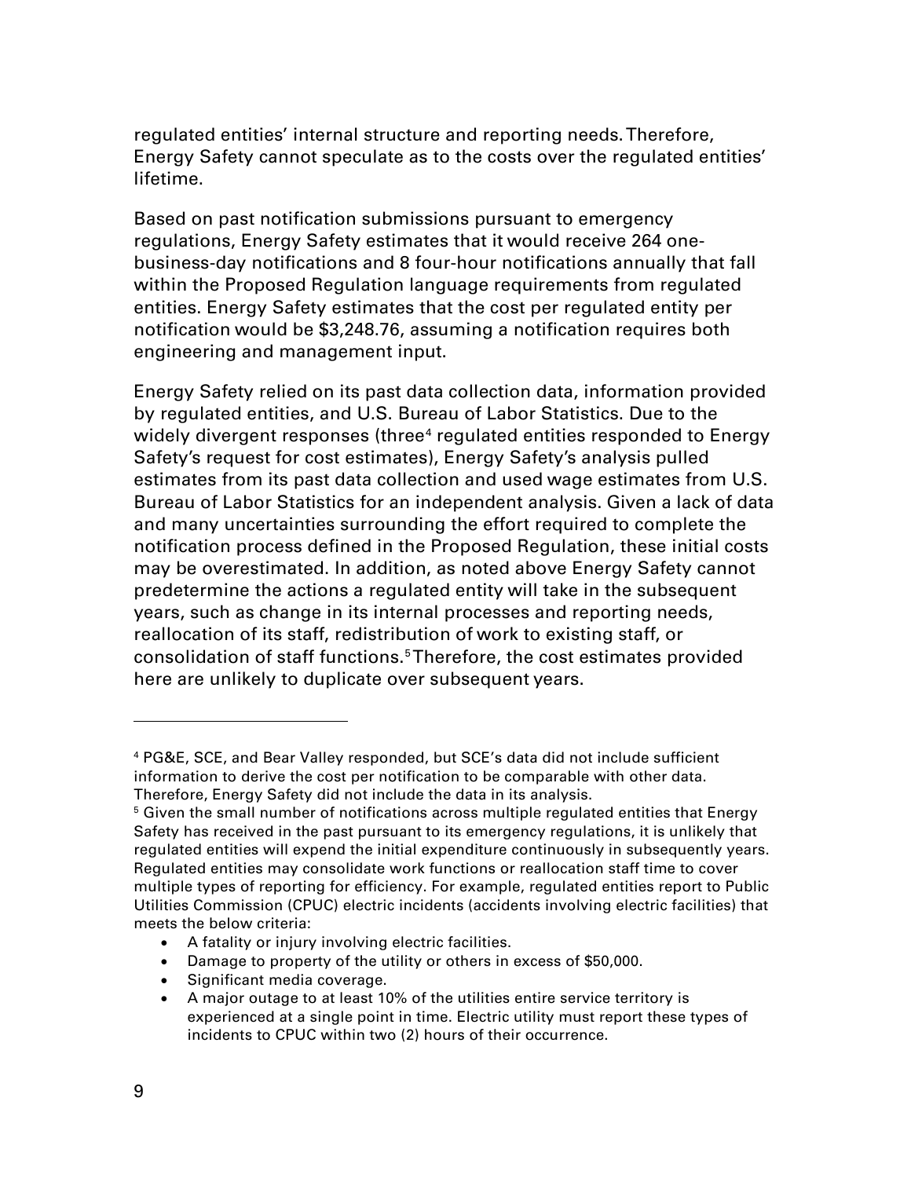regulated entities' internal structure and reporting needs. Therefore, Energy Safety cannot speculate as to the costs over the regulated entities' lifetime.

Based on past notification submissions pursuant to emergency regulations, Energy Safety estimates that it would receive 264 one-business-day notifications and 8 four-hour notifications annually that fall within the Proposed Regulation language requirements from regulated entities. Energy Safety estimates that the cost per regulated entity per notification would be $3,248.76, assuming a notification requires both engineering and management input.

Energy Safety relied on its past data collection data, information provided by regulated entities, and U.S. Bureau of Labor Statistics. Due to the widely divergent responses (three[4] regulated entities responded to Energy Safety's request for cost estimates), Energy Safety's analysis pulled estimates from its past data collection and used wage estimates from U.S. Bureau of Labor Statistics for an independent analysis. Given a lack of data and many uncertainties surrounding the effort required to complete the notification process defined in the Proposed Regulation, these initial costs may be overestimated. In addition, as noted above Energy Safety cannot predetermine the actions a regulated entity will take in the subsequent years, such as change in its internal processes and reporting needs, reallocation of its staff, redistribution of work to existing staff, or consolidation of staff functions.[5] Therefore, the cost estimates provided here are unlikely to duplicate over subsequent years.

---

[4] PG&E, SCE, and Bear Valley responded, but SCE's data did not include sufficient information to derive the cost per notification to be comparable with other data. Therefore, Energy Safety did not include the data in its analysis.

[5] Given the small number of notifications across multiple regulated entities that Energy Safety has received in the past pursuant to its emergency regulations, it is unlikely that regulated entities will expend the initial expenditure continuously in subsequently years. Regulated entities may consolidate work functions or reallocation staff time to cover multiple types of reporting for efficiency. For example, regulated entities report to Public Utilities Commission (CPUC) electric incidents (accidents involving electric facilities) that meets the below criteria:

- A fatality or injury involving electric facilities.
- Damage to property of the utility or others in excess of $50,000.
- Significant media coverage.
- A major outage to at least 10% of the utilities entire service territory is experienced at a single point in time. Electric utility must report these types of incidents to CPUC within two (2) hours of their occurrence.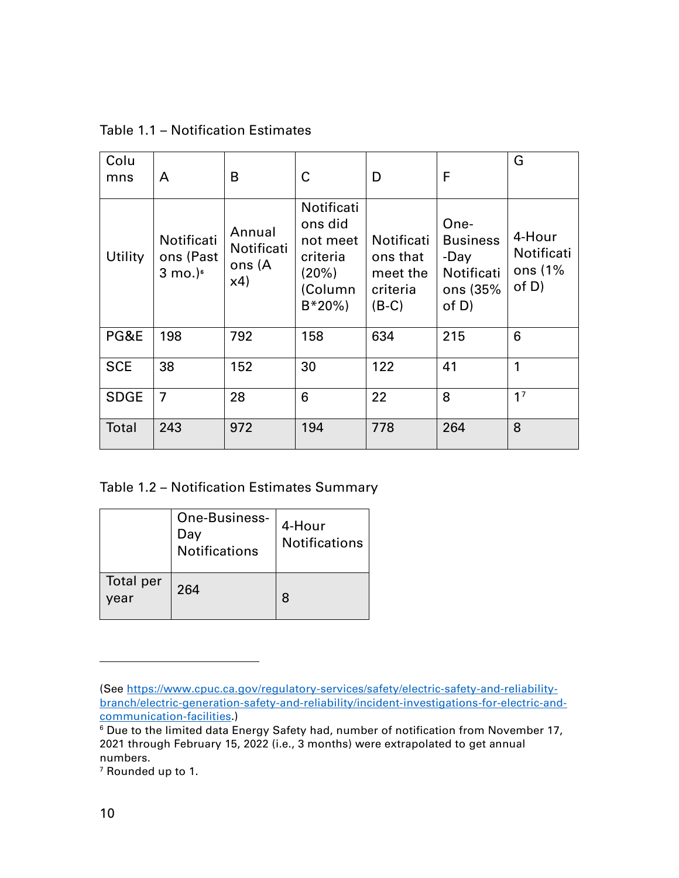Table 1.1 – Notification Estimates

| Columns | A | B | C | D | F | G |
|---|---|---|---|---|---|---|
| Utility | Notifications (Past 3 mo.)[6] | Annual Notifications (A x4) | Notifications did not meet criteria (20%) (Column B*20%) | Notifications that meet the criteria (B-C) | One-Business-Day Notifications (35% of D) | 4-Hour Notifications (1% of D) |
| PG&E | 198 | 792 | 158 | 634 | 215 | 6 |
| SCE | 38 | 152 | 30 | 122 | 41 | 1 |
| SDGE | 7 | 28 | 6 | 22 | 8 | 1[7] |
| Total | 243 | 972 | 194 | 778 | 264 | 8 |

Table 1.2 – Notification Estimates Summary

| | One-Business-Day Notifications | 4-Hour Notifications |
|---|---|---|
| Total per year | 264 | 8 |

---

(See https://www.cpuc.ca.gov/regulatory-services/safety/electric-safety-and-reliability-branch/electric-generation-safety-and-reliability/incident-investigations-for-electric-and-communication-facilities.)

[6] Due to the limited data Energy Safety had, number of notification from November 17, 2021 through February 15, 2022 (i.e., 3 months) were extrapolated to get annual numbers.

[7] Rounded up to 1.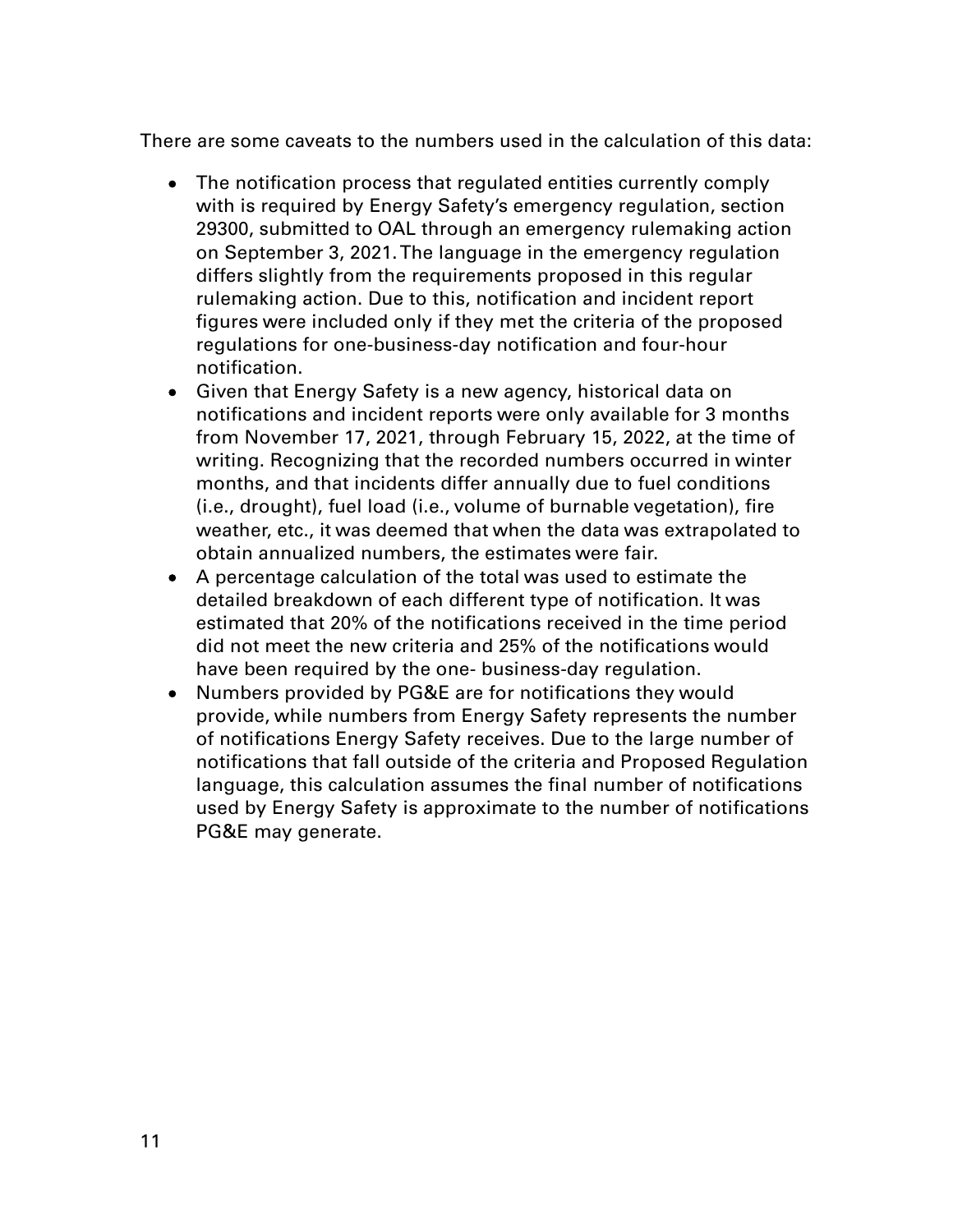There are some caveats to the numbers used in the calculation of this data:

- The notification process that regulated entities currently comply with is required by Energy Safety's emergency regulation, section 29300, submitted to OAL through an emergency rulemaking action on September 3, 2021. The language in the emergency regulation differs slightly from the requirements proposed in this regular rulemaking action. Due to this, notification and incident report figures were included only if they met the criteria of the proposed regulations for one-business-day notification and four-hour notification.
- Given that Energy Safety is a new agency, historical data on notifications and incident reports were only available for 3 months from November 17, 2021, through February 15, 2022, at the time of writing. Recognizing that the recorded numbers occurred in winter months, and that incidents differ annually due to fuel conditions (i.e., drought), fuel load (i.e., volume of burnable vegetation), fire weather, etc., it was deemed that when the data was extrapolated to obtain annualized numbers, the estimates were fair.
- A percentage calculation of the total was used to estimate the detailed breakdown of each different type of notification. It was estimated that 20% of the notifications received in the time period did not meet the new criteria and 25% of the notifications would have been required by the one- business-day regulation.
- Numbers provided by PG&E are for notifications they would provide, while numbers from Energy Safety represents the number of notifications Energy Safety receives. Due to the large number of notifications that fall outside of the criteria and Proposed Regulation language, this calculation assumes the final number of notifications used by Energy Safety is approximate to the number of notifications PG&E may generate.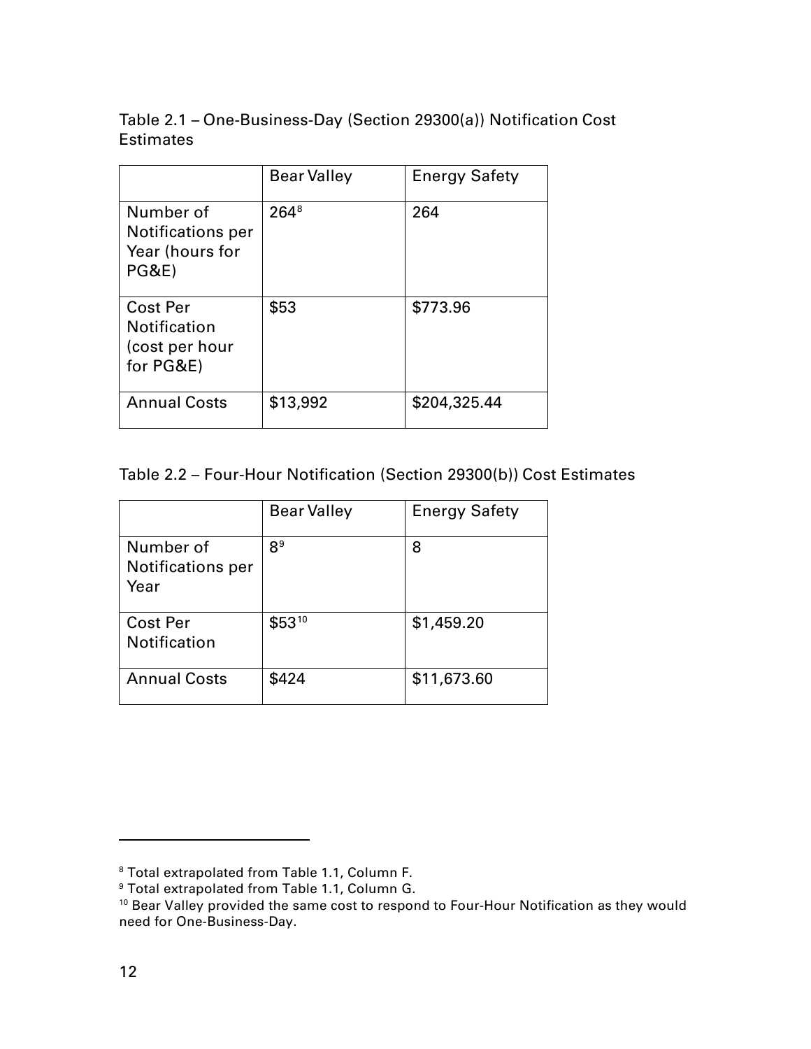Table 2.1 – One-Business-Day (Section 29300(a)) Notification Cost Estimates

| | Bear Valley | Energy Safety |
|---|---|---|
| Number of Notifications per Year (hours for PG&E) | 264[8] | 264 |
| Cost Per Notification (cost per hour for PG&E) | $53 | $773.96 |
| Annual Costs | $13,992 | $204,325.44 |

Table 2.2 – Four-Hour Notification (Section 29300(b)) Cost Estimates

| | Bear Valley | Energy Safety |
|---|---|---|
| Number of Notifications per Year | 8[9] | 8 |
| Cost Per Notification | $53[10] | $1,459.20 |
| Annual Costs | $424 | $11,673.60 |

[8] Total extrapolated from Table 1.1, Column F.

[9] Total extrapolated from Table 1.1, Column G.

[10] Bear Valley provided the same cost to respond to Four-Hour Notification as they would need for One-Business-Day.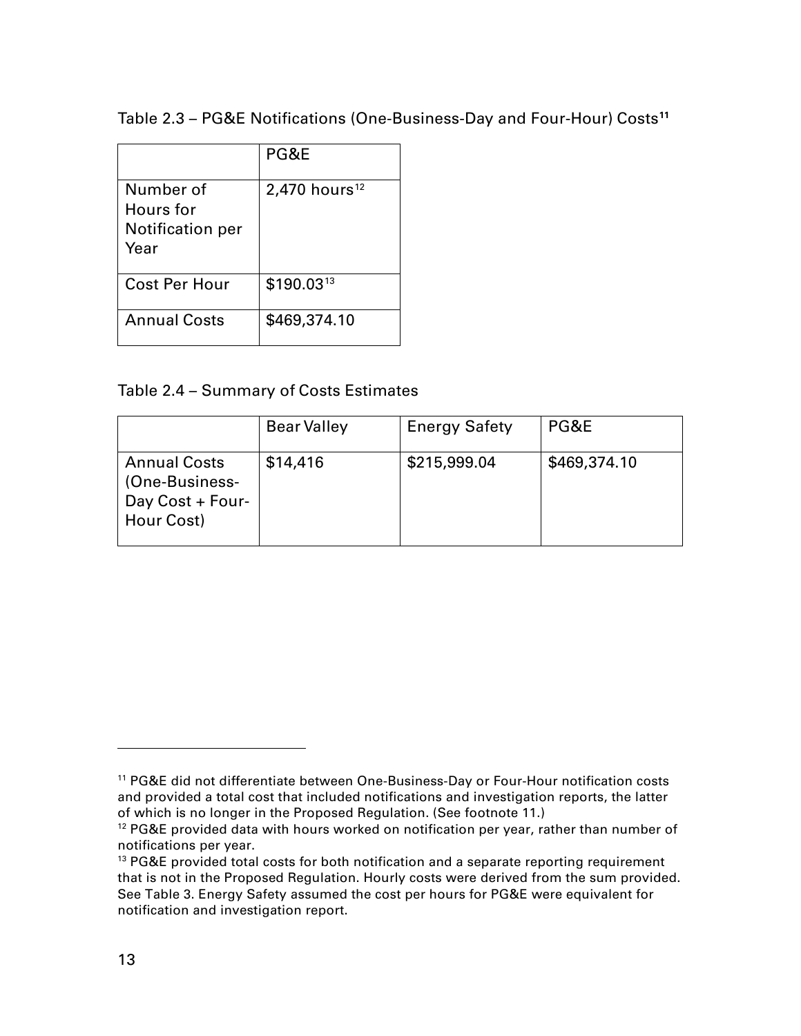Table 2.3 – PG&E Notifications (One-Business-Day and Four-Hour) Costs[11]

| | PG&E |
|---|---|
| Number of Hours for Notification per Year | 2,470 hours[12] |
| Cost Per Hour | $190.03[13] |
| Annual Costs | $469,374.10 |

Table 2.4 – Summary of Costs Estimates

| | Bear Valley | Energy Safety | PG&E |
|---|---|---|---|
| Annual Costs (One-Business-Day Cost + Four-Hour Cost) | $14,416 | $215,999.04 | $469,374.10 |

---

[11] PG&E did not differentiate between One-Business-Day or Four-Hour notification costs and provided a total cost that included notifications and investigation reports, the latter of which is no longer in the Proposed Regulation. (See footnote 11.)

[12] PG&E provided data with hours worked on notification per year, rather than number of notifications per year.

[13] PG&E provided total costs for both notification and a separate reporting requirement that is not in the Proposed Regulation. Hourly costs were derived from the sum provided. See Table 3. Energy Safety assumed the cost per hours for PG&E were equivalent for notification and investigation report.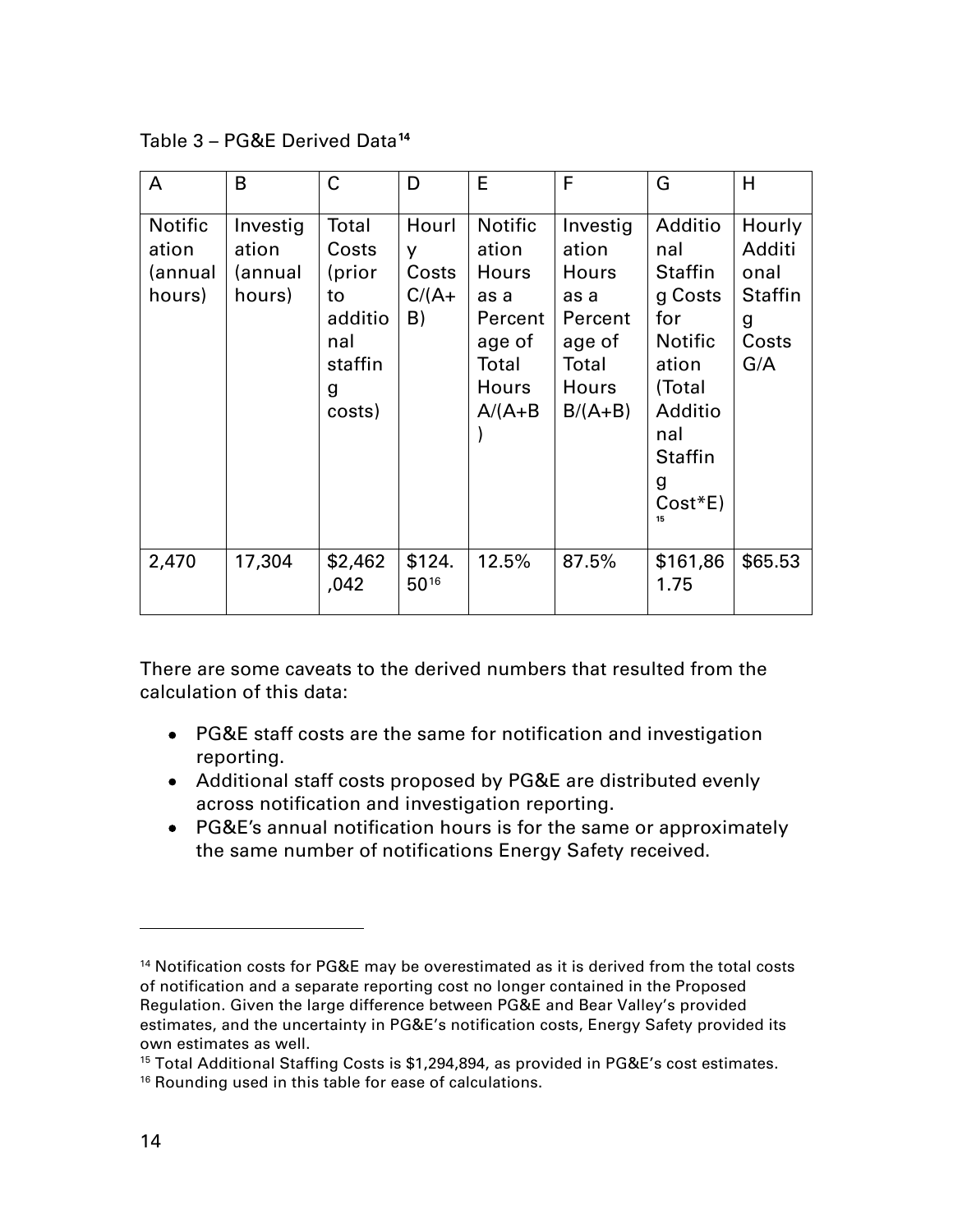Table 3 – PG&E Derived Data[14]

| A | B | C | D | E | F | G | H |
|---|---|---|---|---|---|---|---|
| Notification (annual hours) | Investigation (annual hours) | Total Costs (prior to additional staffing costs) | Hourly Costs C/(A+B) | Notification Hours as a Percentage of Total Hours A/(A+B) | Investigation Hours as a Percentage of Total Hours B/(A+B) | Additional Staffing Costs for Notification (Total Additional Staffing Cost*E)[15] | Hourly Additional Staffing Costs G/A |
| 2,470 | 17,304 | $2,462,042 | $124.50[16] | 12.5% | 87.5% | $161,861.75 | $65.53 |

There are some caveats to the derived numbers that resulted from the calculation of this data:

- PG&E staff costs are the same for notification and investigation reporting.
- Additional staff costs proposed by PG&E are distributed evenly across notification and investigation reporting.
- PG&E's annual notification hours is for the same or approximately the same number of notifications Energy Safety received.

---

[14] Notification costs for PG&E may be overestimated as it is derived from the total costs of notification and a separate reporting cost no longer contained in the Proposed Regulation. Given the large difference between PG&E and Bear Valley's provided estimates, and the uncertainty in PG&E's notification costs, Energy Safety provided its own estimates as well.

[15] Total Additional Staffing Costs is $1,294,894, as provided in PG&E's cost estimates.

[16] Rounding used in this table for ease of calculations.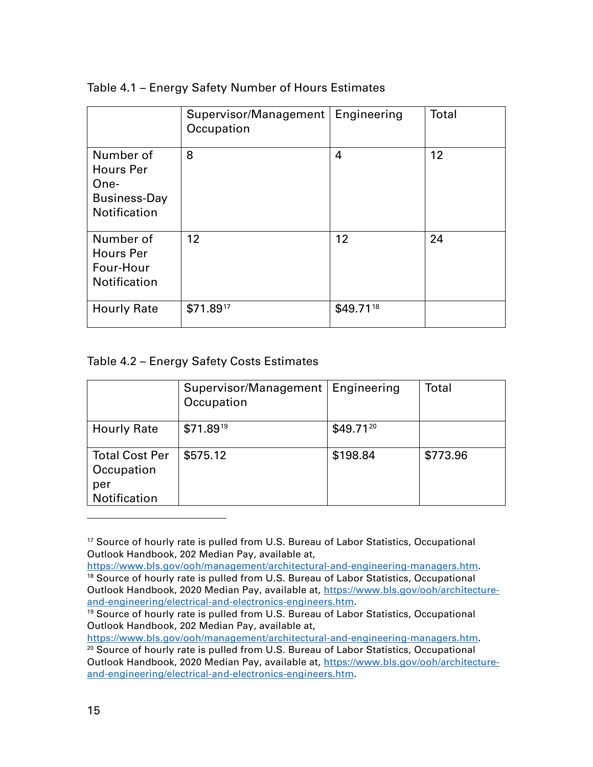Table 4.1 – Energy Safety Number of Hours Estimates

| | Supervisor/Management Occupation | Engineering | Total |
|---|---|---|---|
| Number of Hours Per One-Business-Day Notification | 8 | 4 | 12 |
| Number of Hours Per Four-Hour Notification | 12 | 12 | 24 |
| Hourly Rate | $71.89[17] | $49.71[18] | |

Table 4.2 – Energy Safety Costs Estimates

| | Supervisor/Management Occupation | Engineering | Total |
|---|---|---|---|
| Hourly Rate | $71.89[19] | $49.71[20] | |
| Total Cost Per Occupation per Notification | $575.12 | $198.84 | $773.96 |

---

[17] Source of hourly rate is pulled from U.S. Bureau of Labor Statistics, Occupational Outlook Handbook, 202 Median Pay, available at, https://www.bls.gov/ooh/management/architectural-and-engineering-managers.htm.

[18] Source of hourly rate is pulled from U.S. Bureau of Labor Statistics, Occupational Outlook Handbook, 2020 Median Pay, available at, https://www.bls.gov/ooh/architecture-and-engineering/electrical-and-electronics-engineers.htm.

[19] Source of hourly rate is pulled from U.S. Bureau of Labor Statistics, Occupational Outlook Handbook, 202 Median Pay, available at, https://www.bls.gov/ooh/management/architectural-and-engineering-managers.htm.

[20] Source of hourly rate is pulled from U.S. Bureau of Labor Statistics, Occupational Outlook Handbook, 2020 Median Pay, available at, https://www.bls.gov/ooh/architecture-and-engineering/electrical-and-electronics-engineers.htm.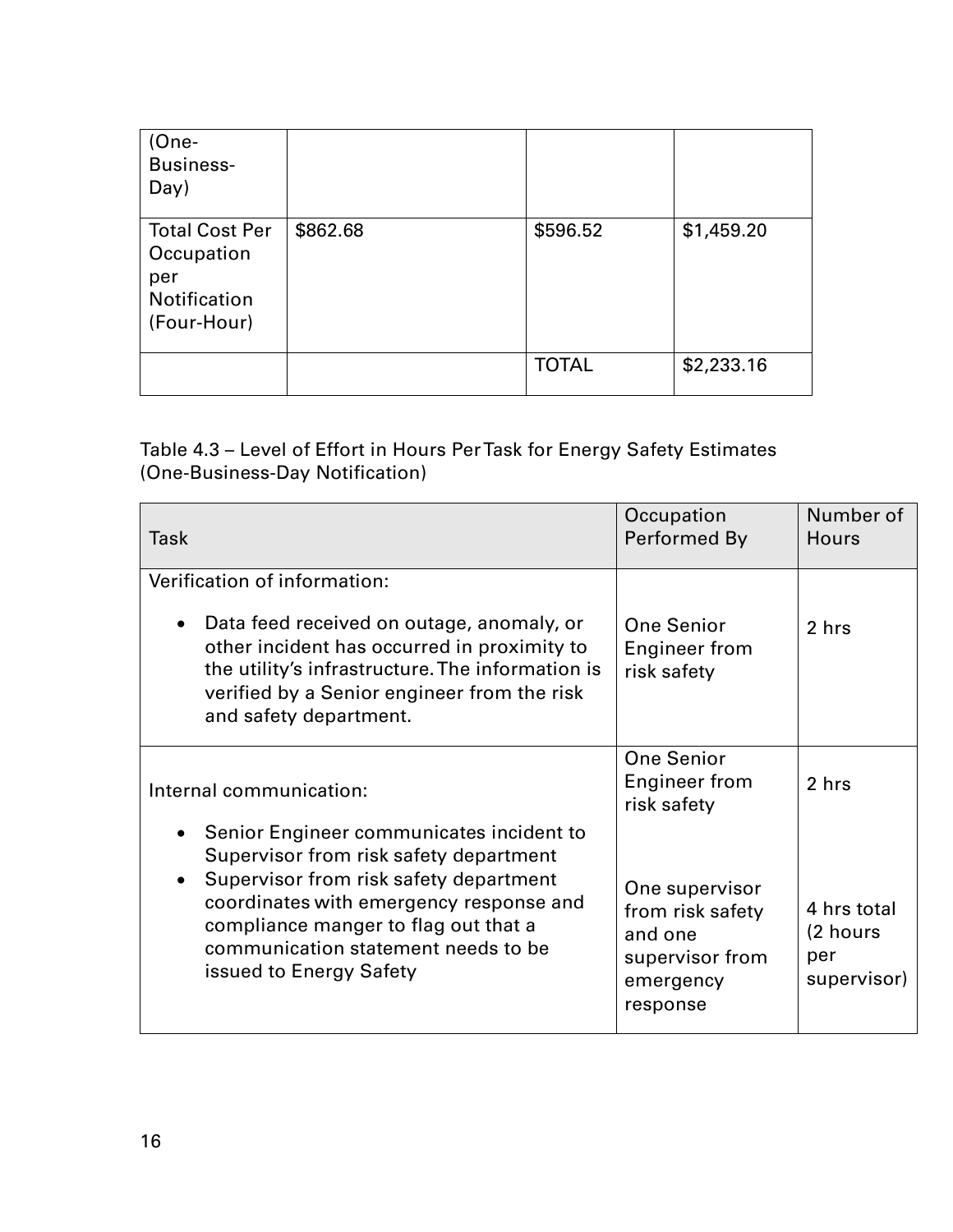| | | | |
|---|---|---|---|
| (One-Business-Day) | | | |
| Total Cost Per Occupation per Notification (Four-Hour) | $862.68 | $596.52 | $1,459.20 |
| | | TOTAL | $2,233.16 |

Table 4.3 – Level of Effort in Hours Per Task for Energy Safety Estimates (One-Business-Day Notification)

| Task | Occupation Performed By | Number of Hours |
|---|---|---|
| Verification of information:<br>• Data feed received on outage, anomaly, or other incident has occurred in proximity to the utility's infrastructure. The information is verified by a Senior engineer from the risk and safety department. | One Senior Engineer from risk safety | 2 hrs |
| Internal communication:<br>• Senior Engineer communicates incident to Supervisor from risk safety department<br>• Supervisor from risk safety department coordinates with emergency response and compliance manger to flag out that a communication statement needs to be issued to Energy Safety | One Senior Engineer from risk safety<br><br>One supervisor from risk safety and one supervisor from emergency response | 2 hrs<br><br>4 hrs total (2 hours per supervisor) |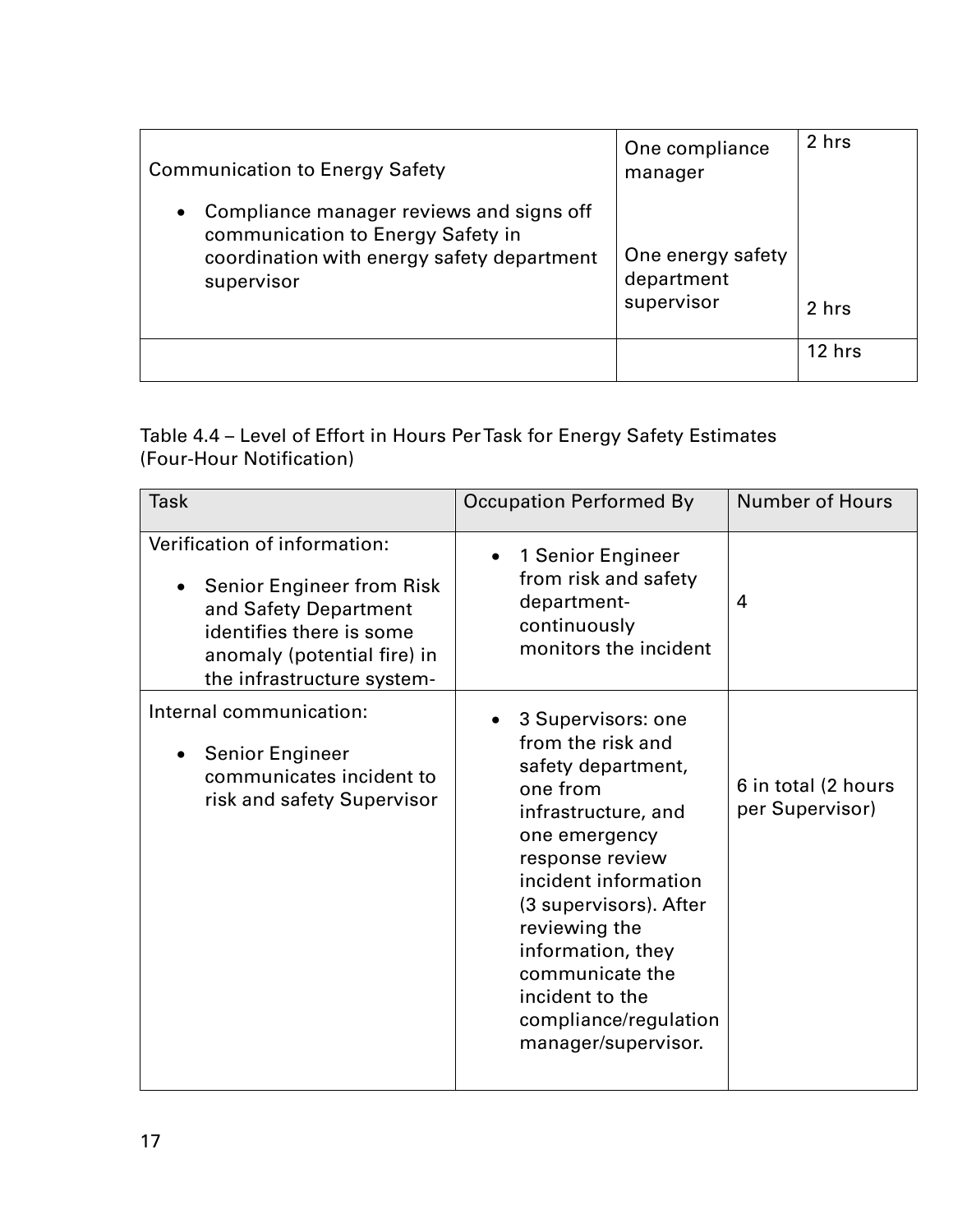| | | |
|---|---|---|
| Communication to Energy Safety<br><br>• Compliance manager reviews and signs off communication to Energy Safety in coordination with energy safety department supervisor | One compliance manager<br><br>One energy safety department supervisor | 2 hrs<br><br>2 hrs |
| | | 12 hrs |

Table 4.4 – Level of Effort in Hours Per Task for Energy Safety Estimates (Four-Hour Notification)

| Task | Occupation Performed By | Number of Hours |
|---|---|---|
| Verification of information:<br><br>• Senior Engineer from Risk and Safety Department identifies there is some anomaly (potential fire) in the infrastructure system- | • 1 Senior Engineer from risk and safety department- continuously monitors the incident | 4 |
| Internal communication:<br><br>• Senior Engineer communicates incident to risk and safety Supervisor | • 3 Supervisors: one from the risk and safety department, one from infrastructure, and one emergency response review incident information (3 supervisors). After reviewing the information, they communicate the incident to the compliance/regulation manager/supervisor. | 6 in total (2 hours per Supervisor) |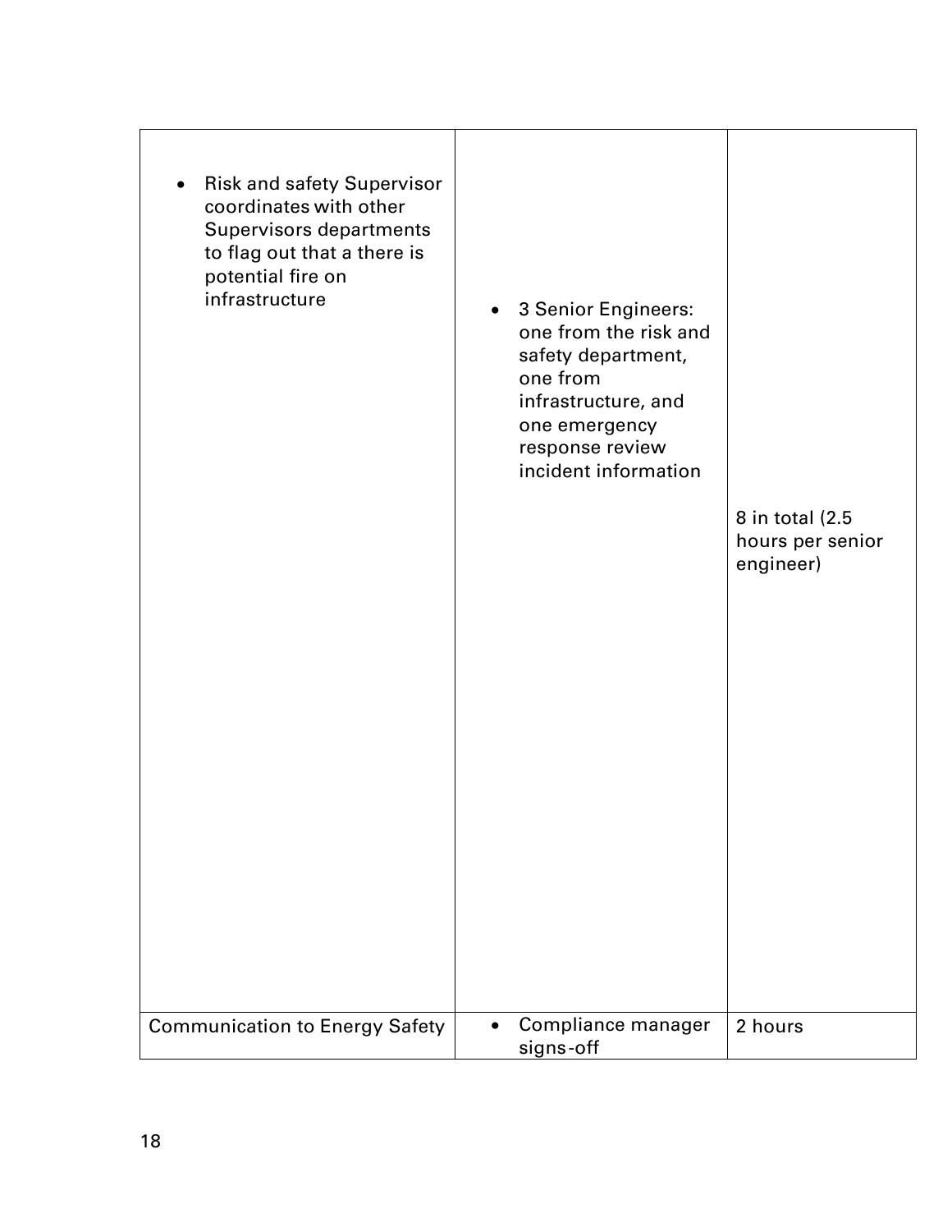| | | |
|---|---|---|
| • Risk and safety Supervisor coordinates with other Supervisors departments to flag out that a there is potential fire on infrastructure | • 3 Senior Engineers: one from the risk and safety department, one from infrastructure, and one emergency response review incident information | 8 in total (2.5 hours per senior engineer) |
| Communication to Energy Safety | • Compliance manager signs-off | 2 hours |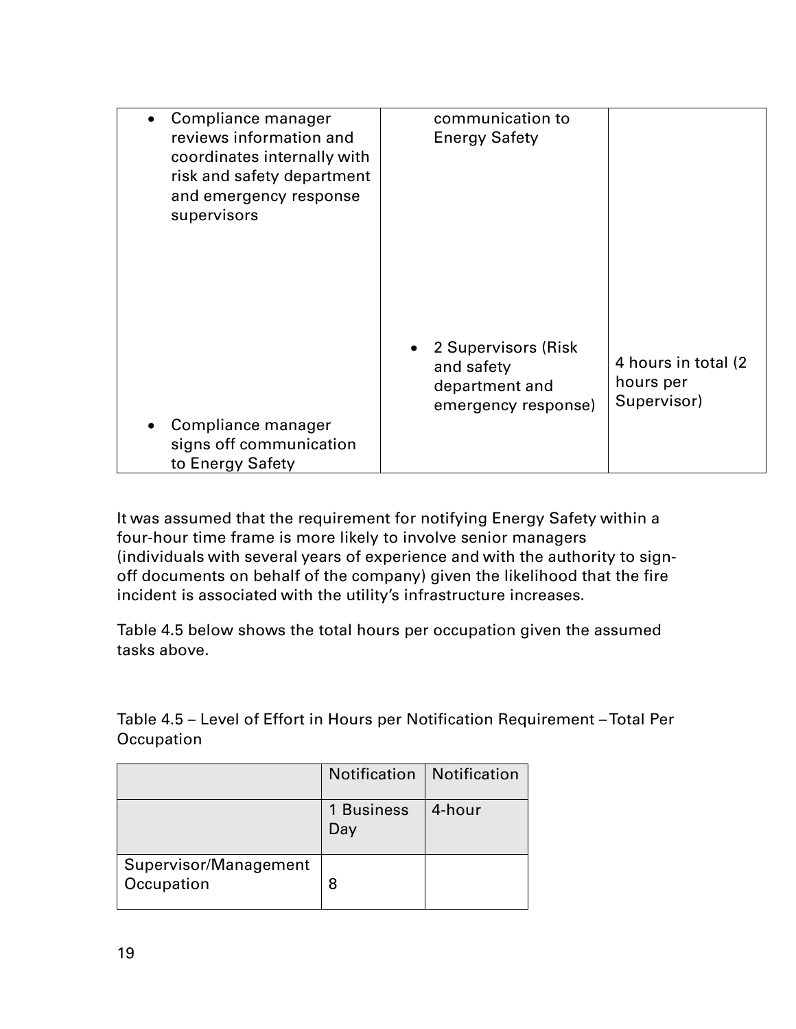| | | |
|---|---|---|
| • Compliance manager reviews information and coordinates internally with risk and safety department and emergency response supervisors<br><br>• Compliance manager signs off communication to Energy Safety | communication to Energy Safety<br><br>• 2 Supervisors (Risk and safety department and emergency response) | 4 hours in total (2 hours per Supervisor) |

It was assumed that the requirement for notifying Energy Safety within a four-hour time frame is more likely to involve senior managers (individuals with several years of experience and with the authority to sign-off documents on behalf of the company) given the likelihood that the fire incident is associated with the utility's infrastructure increases.

Table 4.5 below shows the total hours per occupation given the assumed tasks above.

Table 4.5 – Level of Effort in Hours per Notification Requirement – Total Per Occupation

| | Notification | Notification |
|---|---|---|
| | 1 Business Day | 4-hour |
| Supervisor/Management Occupation | 8 | |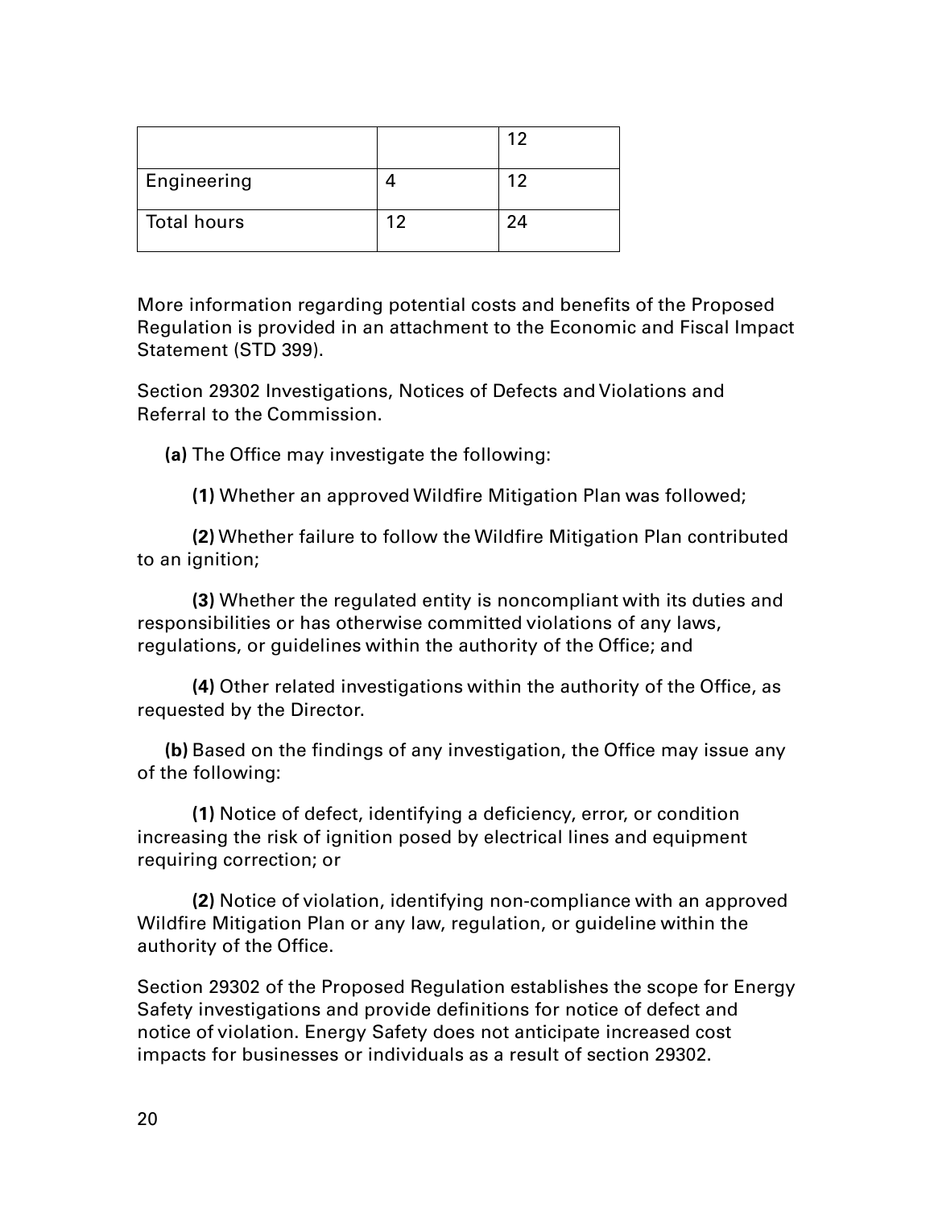| | | |
|---|---|---|
| | | 12 |
| Engineering | 4 | 12 |
| Total hours | 12 | 24 |

More information regarding potential costs and benefits of the Proposed Regulation is provided in an attachment to the Economic and Fiscal Impact Statement (STD 399).

Section 29302 Investigations, Notices of Defects and Violations and Referral to the Commission.

**(a)** The Office may investigate the following:

**(1)** Whether an approved Wildfire Mitigation Plan was followed;

**(2)** Whether failure to follow the Wildfire Mitigation Plan contributed to an ignition;

**(3)** Whether the regulated entity is noncompliant with its duties and responsibilities or has otherwise committed violations of any laws, regulations, or guidelines within the authority of the Office; and

**(4)** Other related investigations within the authority of the Office, as requested by the Director.

**(b)** Based on the findings of any investigation, the Office may issue any of the following:

**(1)** Notice of defect, identifying a deficiency, error, or condition increasing the risk of ignition posed by electrical lines and equipment requiring correction; or

**(2)** Notice of violation, identifying non-compliance with an approved Wildfire Mitigation Plan or any law, regulation, or guideline within the authority of the Office.

Section 29302 of the Proposed Regulation establishes the scope for Energy Safety investigations and provide definitions for notice of defect and notice of violation. Energy Safety does not anticipate increased cost impacts for businesses or individuals as a result of section 29302.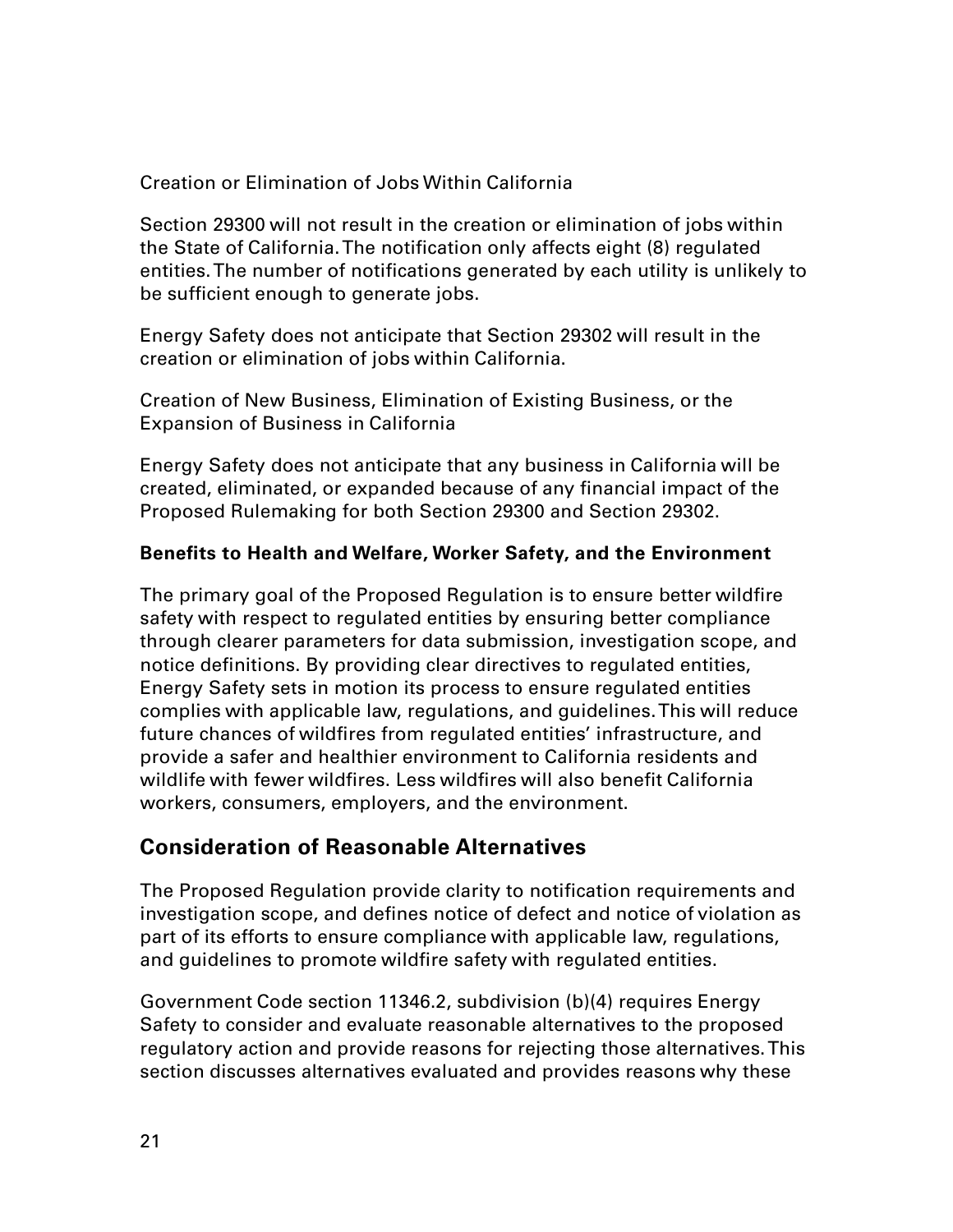Creation or Elimination of Jobs Within California

Section 29300 will not result in the creation or elimination of jobs within the State of California. The notification only affects eight (8) regulated entities. The number of notifications generated by each utility is unlikely to be sufficient enough to generate jobs.

Energy Safety does not anticipate that Section 29302 will result in the creation or elimination of jobs within California.

Creation of New Business, Elimination of Existing Business, or the Expansion of Business in California

Energy Safety does not anticipate that any business in California will be created, eliminated, or expanded because of any financial impact of the Proposed Rulemaking for both Section 29300 and Section 29302.

**Benefits to Health and Welfare, Worker Safety, and the Environment**

The primary goal of the Proposed Regulation is to ensure better wildfire safety with respect to regulated entities by ensuring better compliance through clearer parameters for data submission, investigation scope, and notice definitions. By providing clear directives to regulated entities, Energy Safety sets in motion its process to ensure regulated entities complies with applicable law, regulations, and guidelines. This will reduce future chances of wildfires from regulated entities' infrastructure, and provide a safer and healthier environment to California residents and wildlife with fewer wildfires. Less wildfires will also benefit California workers, consumers, employers, and the environment.

## Consideration of Reasonable Alternatives

The Proposed Regulation provide clarity to notification requirements and investigation scope, and defines notice of defect and notice of violation as part of its efforts to ensure compliance with applicable law, regulations, and guidelines to promote wildfire safety with regulated entities.

Government Code section 11346.2, subdivision (b)(4) requires Energy Safety to consider and evaluate reasonable alternatives to the proposed regulatory action and provide reasons for rejecting those alternatives. This section discusses alternatives evaluated and provides reasons why these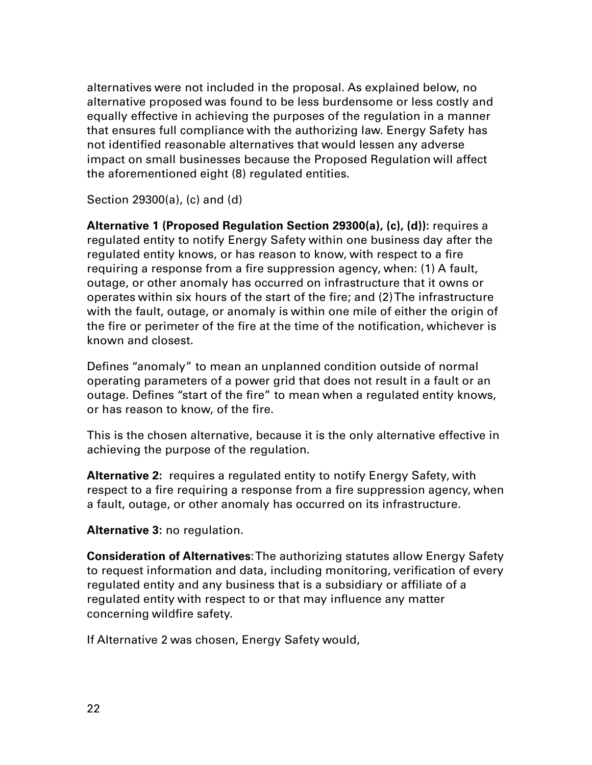alternatives were not included in the proposal. As explained below, no alternative proposed was found to be less burdensome or less costly and equally effective in achieving the purposes of the regulation in a manner that ensures full compliance with the authorizing law. Energy Safety has not identified reasonable alternatives that would lessen any adverse impact on small businesses because the Proposed Regulation will affect the aforementioned eight (8) regulated entities.

Section 29300(a), (c) and (d)

**Alternative 1 (Proposed Regulation Section 29300(a), (c), (d)):** requires a regulated entity to notify Energy Safety within one business day after the regulated entity knows, or has reason to know, with respect to a fire requiring a response from a fire suppression agency, when: (1) A fault, outage, or other anomaly has occurred on infrastructure that it owns or operates within six hours of the start of the fire; and (2) The infrastructure with the fault, outage, or anomaly is within one mile of either the origin of the fire or perimeter of the fire at the time of the notification, whichever is known and closest.

Defines "anomaly" to mean an unplanned condition outside of normal operating parameters of a power grid that does not result in a fault or an outage. Defines "start of the fire" to mean when a regulated entity knows, or has reason to know, of the fire.

This is the chosen alternative, because it is the only alternative effective in achieving the purpose of the regulation.

**Alternative 2:** requires a regulated entity to notify Energy Safety, with respect to a fire requiring a response from a fire suppression agency, when a fault, outage, or other anomaly has occurred on its infrastructure.

**Alternative 3:** no regulation.

**Consideration of Alternatives**: The authorizing statutes allow Energy Safety to request information and data, including monitoring, verification of every regulated entity and any business that is a subsidiary or affiliate of a regulated entity with respect to or that may influence any matter concerning wildfire safety.

If Alternative 2 was chosen, Energy Safety would,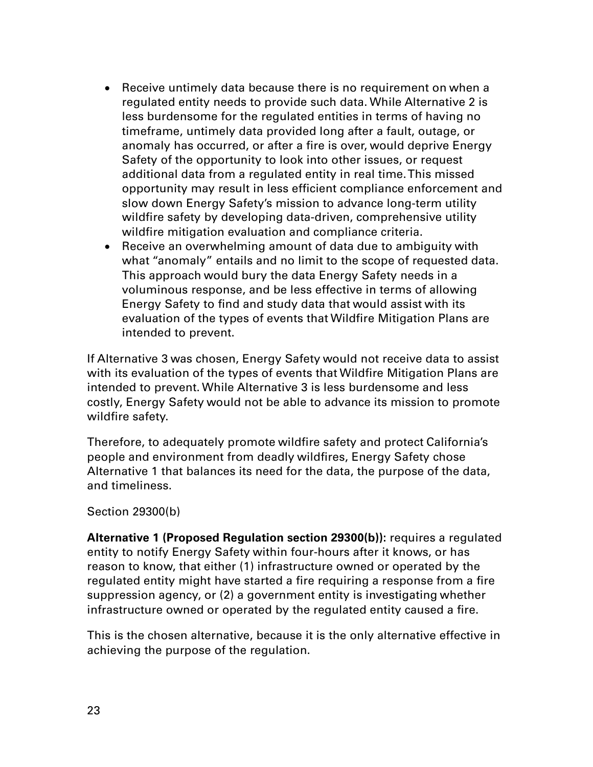- Receive untimely data because there is no requirement on when a regulated entity needs to provide such data. While Alternative 2 is less burdensome for the regulated entities in terms of having no timeframe, untimely data provided long after a fault, outage, or anomaly has occurred, or after a fire is over, would deprive Energy Safety of the opportunity to look into other issues, or request additional data from a regulated entity in real time. This missed opportunity may result in less efficient compliance enforcement and slow down Energy Safety's mission to advance long-term utility wildfire safety by developing data-driven, comprehensive utility wildfire mitigation evaluation and compliance criteria.
- Receive an overwhelming amount of data due to ambiguity with what "anomaly" entails and no limit to the scope of requested data. This approach would bury the data Energy Safety needs in a voluminous response, and be less effective in terms of allowing Energy Safety to find and study data that would assist with its evaluation of the types of events that Wildfire Mitigation Plans are intended to prevent.

If Alternative 3 was chosen, Energy Safety would not receive data to assist with its evaluation of the types of events that Wildfire Mitigation Plans are intended to prevent. While Alternative 3 is less burdensome and less costly, Energy Safety would not be able to advance its mission to promote wildfire safety.

Therefore, to adequately promote wildfire safety and protect California's people and environment from deadly wildfires, Energy Safety chose Alternative 1 that balances its need for the data, the purpose of the data, and timeliness.

Section 29300(b)

**Alternative 1 (Proposed Regulation section 29300(b)):** requires a regulated entity to notify Energy Safety within four-hours after it knows, or has reason to know, that either (1) infrastructure owned or operated by the regulated entity might have started a fire requiring a response from a fire suppression agency, or (2) a government entity is investigating whether infrastructure owned or operated by the regulated entity caused a fire.

This is the chosen alternative, because it is the only alternative effective in achieving the purpose of the regulation.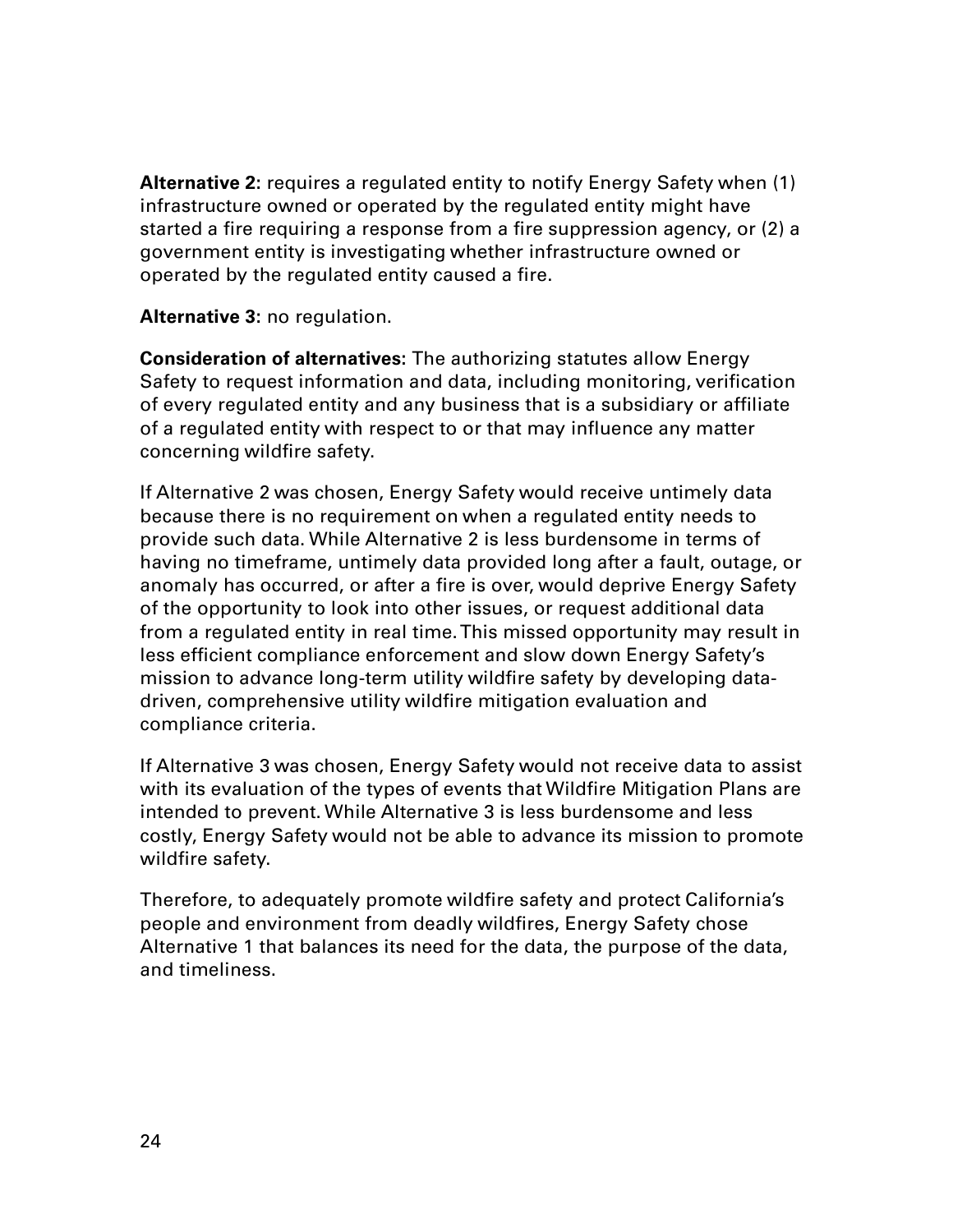**Alternative 2:** requires a regulated entity to notify Energy Safety when (1) infrastructure owned or operated by the regulated entity might have started a fire requiring a response from a fire suppression agency, or (2) a government entity is investigating whether infrastructure owned or operated by the regulated entity caused a fire.

**Alternative 3:** no regulation.

**Consideration of alternatives:** The authorizing statutes allow Energy Safety to request information and data, including monitoring, verification of every regulated entity and any business that is a subsidiary or affiliate of a regulated entity with respect to or that may influence any matter concerning wildfire safety.

If Alternative 2 was chosen, Energy Safety would receive untimely data because there is no requirement on when a regulated entity needs to provide such data. While Alternative 2 is less burdensome in terms of having no timeframe, untimely data provided long after a fault, outage, or anomaly has occurred, or after a fire is over, would deprive Energy Safety of the opportunity to look into other issues, or request additional data from a regulated entity in real time. This missed opportunity may result in less efficient compliance enforcement and slow down Energy Safety's mission to advance long-term utility wildfire safety by developing data-driven, comprehensive utility wildfire mitigation evaluation and compliance criteria.

If Alternative 3 was chosen, Energy Safety would not receive data to assist with its evaluation of the types of events that Wildfire Mitigation Plans are intended to prevent. While Alternative 3 is less burdensome and less costly, Energy Safety would not be able to advance its mission to promote wildfire safety.

Therefore, to adequately promote wildfire safety and protect California's people and environment from deadly wildfires, Energy Safety chose Alternative 1 that balances its need for the data, the purpose of the data, and timeliness.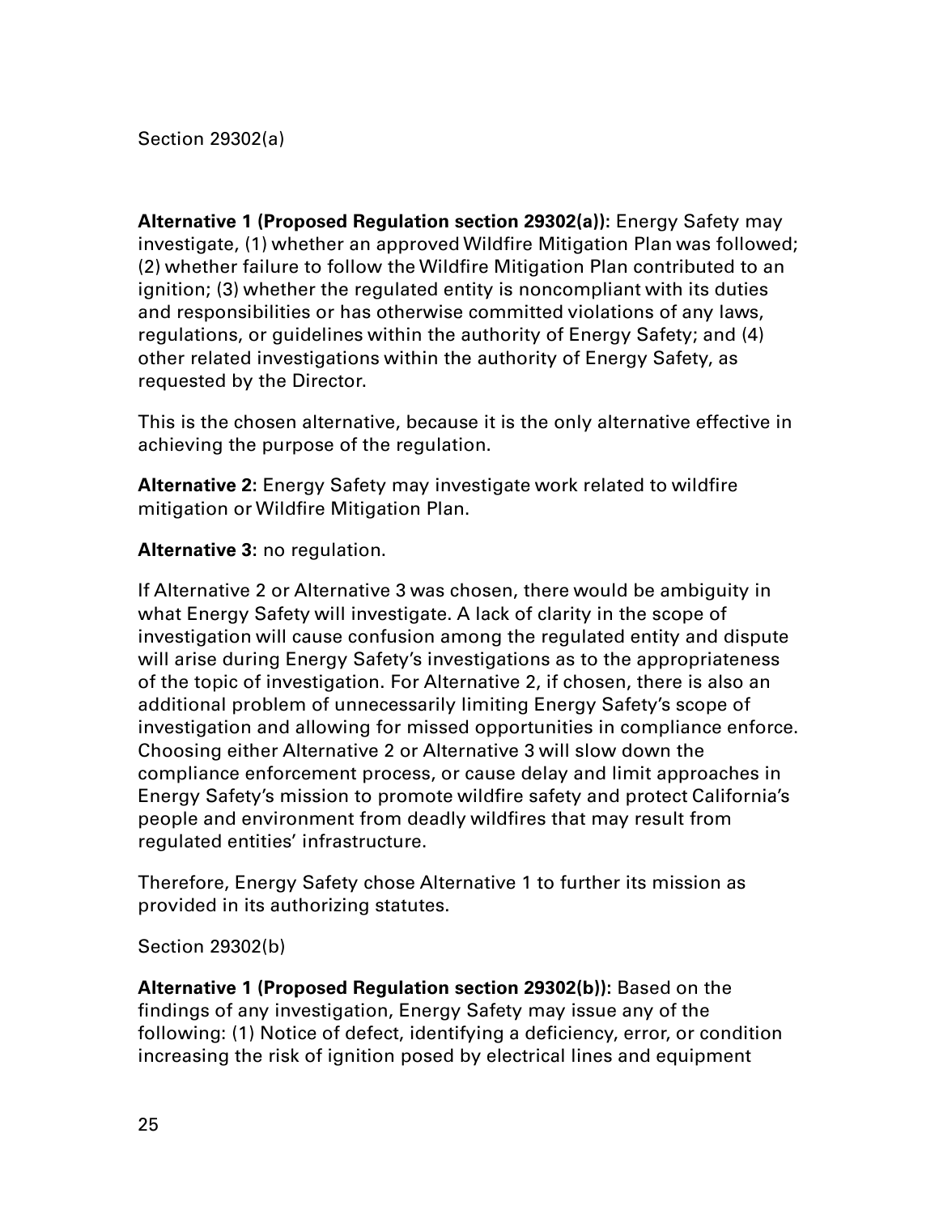Section 29302(a)

**Alternative 1 (Proposed Regulation section 29302(a)):** Energy Safety may investigate, (1) whether an approved Wildfire Mitigation Plan was followed; (2) whether failure to follow the Wildfire Mitigation Plan contributed to an ignition; (3) whether the regulated entity is noncompliant with its duties and responsibilities or has otherwise committed violations of any laws, regulations, or guidelines within the authority of Energy Safety; and (4) other related investigations within the authority of Energy Safety, as requested by the Director.

This is the chosen alternative, because it is the only alternative effective in achieving the purpose of the regulation.

**Alternative 2:** Energy Safety may investigate work related to wildfire mitigation or Wildfire Mitigation Plan.

**Alternative 3:** no regulation.

If Alternative 2 or Alternative 3 was chosen, there would be ambiguity in what Energy Safety will investigate. A lack of clarity in the scope of investigation will cause confusion among the regulated entity and dispute will arise during Energy Safety's investigations as to the appropriateness of the topic of investigation. For Alternative 2, if chosen, there is also an additional problem of unnecessarily limiting Energy Safety's scope of investigation and allowing for missed opportunities in compliance enforce. Choosing either Alternative 2 or Alternative 3 will slow down the compliance enforcement process, or cause delay and limit approaches in Energy Safety's mission to promote wildfire safety and protect California's people and environment from deadly wildfires that may result from regulated entities' infrastructure.

Therefore, Energy Safety chose Alternative 1 to further its mission as provided in its authorizing statutes.

Section 29302(b)

**Alternative 1 (Proposed Regulation section 29302(b)):** Based on the findings of any investigation, Energy Safety may issue any of the following: (1) Notice of defect, identifying a deficiency, error, or condition increasing the risk of ignition posed by electrical lines and equipment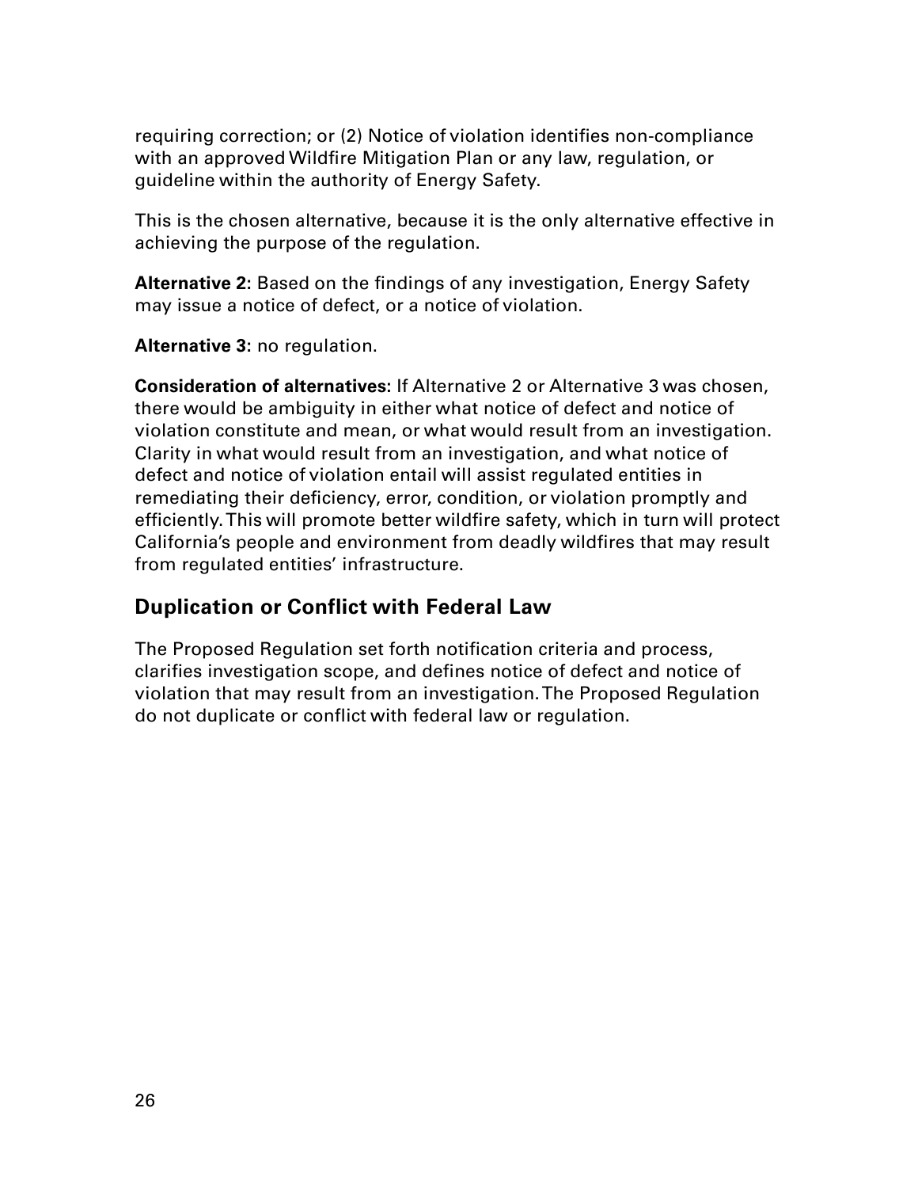requiring correction; or (2) Notice of violation identifies non-compliance with an approved Wildfire Mitigation Plan or any law, regulation, or guideline within the authority of Energy Safety.

This is the chosen alternative, because it is the only alternative effective in achieving the purpose of the regulation.

**Alternative 2:** Based on the findings of any investigation, Energy Safety may issue a notice of defect, or a notice of violation.

**Alternative 3:** no regulation.

**Consideration of alternatives:** If Alternative 2 or Alternative 3 was chosen, there would be ambiguity in either what notice of defect and notice of violation constitute and mean, or what would result from an investigation. Clarity in what would result from an investigation, and what notice of defect and notice of violation entail will assist regulated entities in remediating their deficiency, error, condition, or violation promptly and efficiently. This will promote better wildfire safety, which in turn will protect California's people and environment from deadly wildfires that may result from regulated entities' infrastructure.

## Duplication or Conflict with Federal Law

The Proposed Regulation set forth notification criteria and process, clarifies investigation scope, and defines notice of defect and notice of violation that may result from an investigation. The Proposed Regulation do not duplicate or conflict with federal law or regulation.